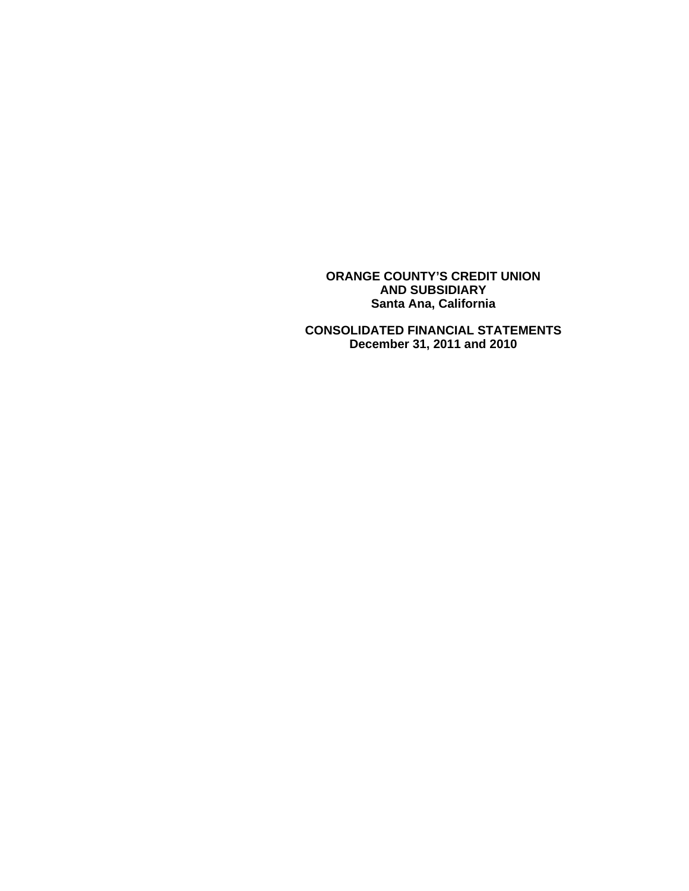**ORANGE COUNTY'S CREDIT UNION**
**AND SUBSIDIARY**
**Santa Ana, California**

**CONSOLIDATED FINANCIAL STATEMENTS**
**December 31, 2011 and 2010**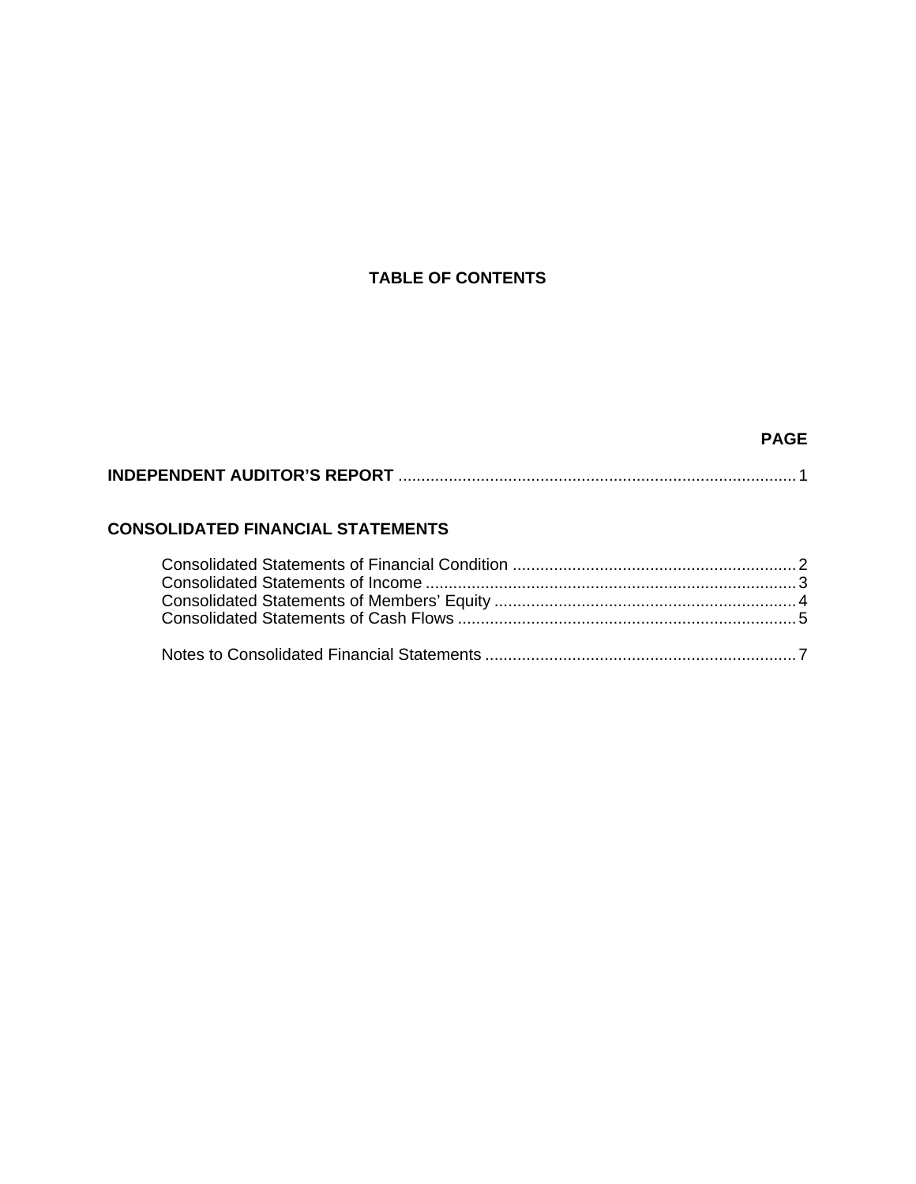# TABLE OF CONTENTS

| | PAGE |
|---|---|
| **INDEPENDENT AUDITOR'S REPORT** | 1 |
| | |
| **CONSOLIDATED FINANCIAL STATEMENTS** | |
| Consolidated Statements of Financial Condition | 2 |
| Consolidated Statements of Income | 3 |
| Consolidated Statements of Members' Equity | 4 |
| Consolidated Statements of Cash Flows | 5 |
| | |
| Notes to Consolidated Financial Statements | 7 |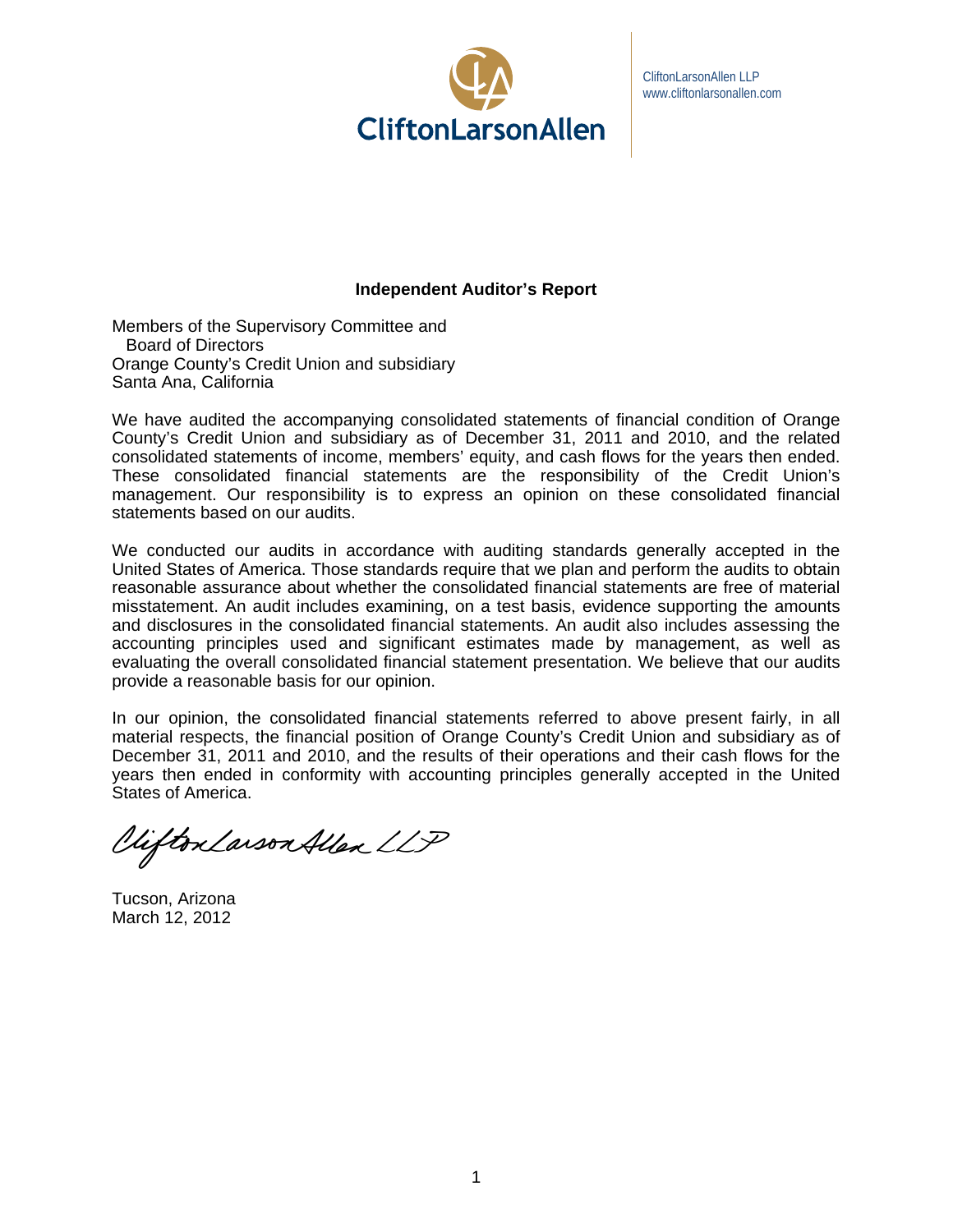CliftonLarsonAllen

CliftonLarsonAllen LLP
www.cliftonlarsonallen.com

## Independent Auditor's Report

Members of the Supervisory Committee and
Board of Directors
Orange County's Credit Union and subsidiary
Santa Ana, California

We have audited the accompanying consolidated statements of financial condition of Orange County's Credit Union and subsidiary as of December 31, 2011 and 2010, and the related consolidated statements of income, members' equity, and cash flows for the years then ended. These consolidated financial statements are the responsibility of the Credit Union's management. Our responsibility is to express an opinion on these consolidated financial statements based on our audits.

We conducted our audits in accordance with auditing standards generally accepted in the United States of America. Those standards require that we plan and perform the audits to obtain reasonable assurance about whether the consolidated financial statements are free of material misstatement. An audit includes examining, on a test basis, evidence supporting the amounts and disclosures in the consolidated financial statements. An audit also includes assessing the accounting principles used and significant estimates made by management, as well as evaluating the overall consolidated financial statement presentation. We believe that our audits provide a reasonable basis for our opinion.

In our opinion, the consolidated financial statements referred to above present fairly, in all material respects, the financial position of Orange County's Credit Union and subsidiary as of December 31, 2011 and 2010, and the results of their operations and their cash flows for the years then ended in conformity with accounting principles generally accepted in the United States of America.

CliftonLarsonAllen LLP

Tucson, Arizona
March 12, 2012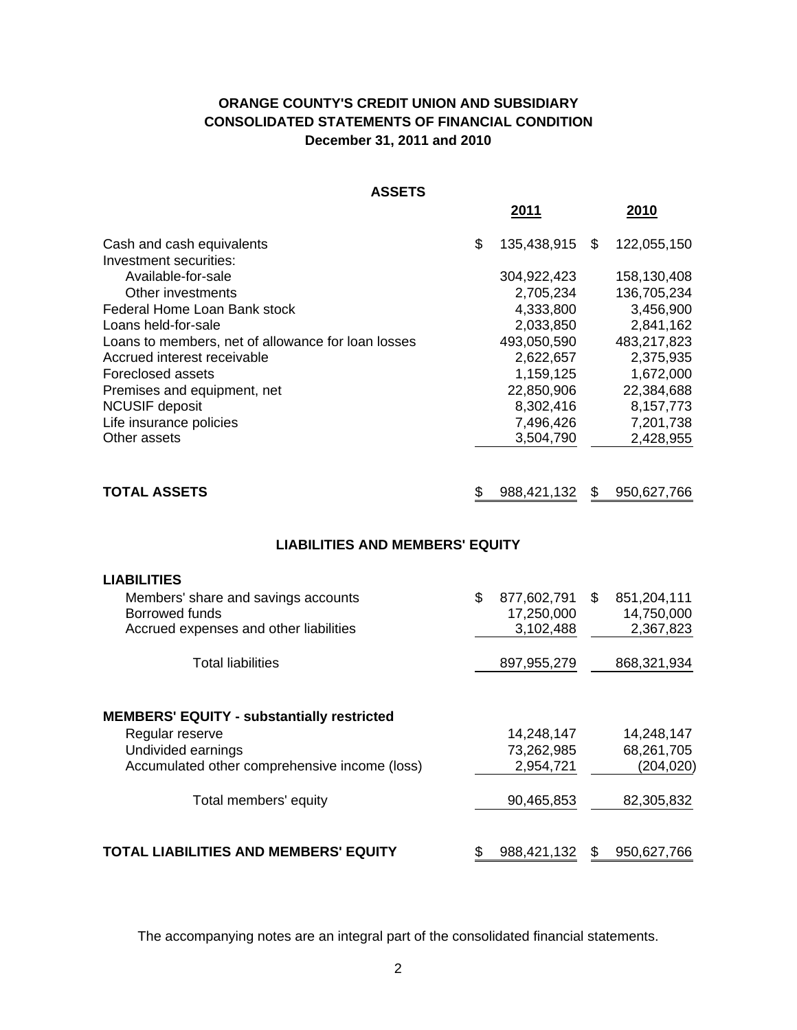# ORANGE COUNTY'S CREDIT UNION AND SUBSIDIARY
## CONSOLIDATED STATEMENTS OF FINANCIAL CONDITION
### December 31, 2011 and 2010

**ASSETS**

| | 2011 | 2010 |
|---|---|---|
| Cash and cash equivalents | $ 135,438,915 | $ 122,055,150 |
| Investment securities: | | |
| Available-for-sale | 304,922,423 | 158,130,408 |
| Other investments | 2,705,234 | 136,705,234 |
| Federal Home Loan Bank stock | 4,333,800 | 3,456,900 |
| Loans held-for-sale | 2,033,850 | 2,841,162 |
| Loans to members, net of allowance for loan losses | 493,050,590 | 483,217,823 |
| Accrued interest receivable | 2,622,657 | 2,375,935 |
| Foreclosed assets | 1,159,125 | 1,672,000 |
| Premises and equipment, net | 22,850,906 | 22,384,688 |
| NCUSIF deposit | 8,302,416 | 8,157,773 |
| Life insurance policies | 7,496,426 | 7,201,738 |
| Other assets | 3,504,790 | 2,428,955 |
| **TOTAL ASSETS** | $ 988,421,132 | $ 950,627,766 |

**LIABILITIES AND MEMBERS' EQUITY**

| | 2011 | 2010 |
|---|---|---|
| **LIABILITIES** | | |
| Members' share and savings accounts | $ 877,602,791 | $ 851,204,111 |
| Borrowed funds | 17,250,000 | 14,750,000 |
| Accrued expenses and other liabilities | 3,102,488 | 2,367,823 |
| Total liabilities | 897,955,279 | 868,321,934 |
| **MEMBERS' EQUITY - substantially restricted** | | |
| Regular reserve | 14,248,147 | 14,248,147 |
| Undivided earnings | 73,262,985 | 68,261,705 |
| Accumulated other comprehensive income (loss) | 2,954,721 | (204,020) |
| Total members' equity | 90,465,853 | 82,305,832 |
| **TOTAL LIABILITIES AND MEMBERS' EQUITY** | $ 988,421,132 | $ 950,627,766 |

The accompanying notes are an integral part of the consolidated financial statements.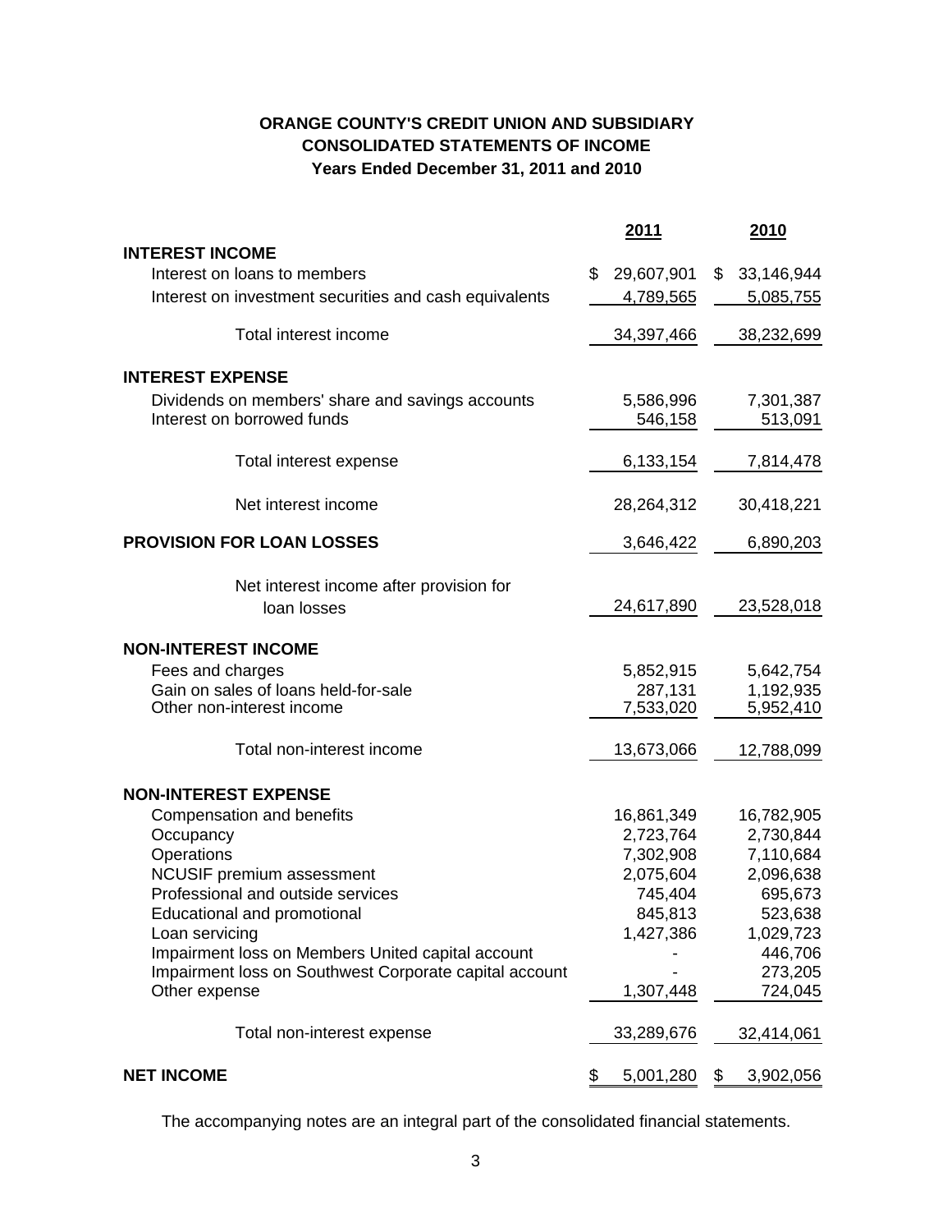**ORANGE COUNTY'S CREDIT UNION AND SUBSIDIARY**
**CONSOLIDATED STATEMENTS OF INCOME**
**Years Ended December 31, 2011 and 2010**

| | 2011 | 2010 |
|---|---|---|
| **INTEREST INCOME** | | |
| Interest on loans to members | $ 29,607,901 | $ 33,146,944 |
| Interest on investment securities and cash equivalents | 4,789,565 | 5,085,755 |
| Total interest income | 34,397,466 | 38,232,699 |
| **INTEREST EXPENSE** | | |
| Dividends on members' share and savings accounts | 5,586,996 | 7,301,387 |
| Interest on borrowed funds | 546,158 | 513,091 |
| Total interest expense | 6,133,154 | 7,814,478 |
| Net interest income | 28,264,312 | 30,418,221 |
| **PROVISION FOR LOAN LOSSES** | 3,646,422 | 6,890,203 |
| Net interest income after provision for loan losses | 24,617,890 | 23,528,018 |
| **NON-INTEREST INCOME** | | |
| Fees and charges | 5,852,915 | 5,642,754 |
| Gain on sales of loans held-for-sale | 287,131 | 1,192,935 |
| Other non-interest income | 7,533,020 | 5,952,410 |
| Total non-interest income | 13,673,066 | 12,788,099 |
| **NON-INTEREST EXPENSE** | | |
| Compensation and benefits | 16,861,349 | 16,782,905 |
| Occupancy | 2,723,764 | 2,730,844 |
| Operations | 7,302,908 | 7,110,684 |
| NCUSIF premium assessment | 2,075,604 | 2,096,638 |
| Professional and outside services | 745,404 | 695,673 |
| Educational and promotional | 845,813 | 523,638 |
| Loan servicing | 1,427,386 | 1,029,723 |
| Impairment loss on Members United capital account | - | 446,706 |
| Impairment loss on Southwest Corporate capital account | - | 273,205 |
| Other expense | 1,307,448 | 724,045 |
| Total non-interest expense | 33,289,676 | 32,414,061 |
| **NET INCOME** | $ 5,001,280 | $ 3,902,056 |

The accompanying notes are an integral part of the consolidated financial statements.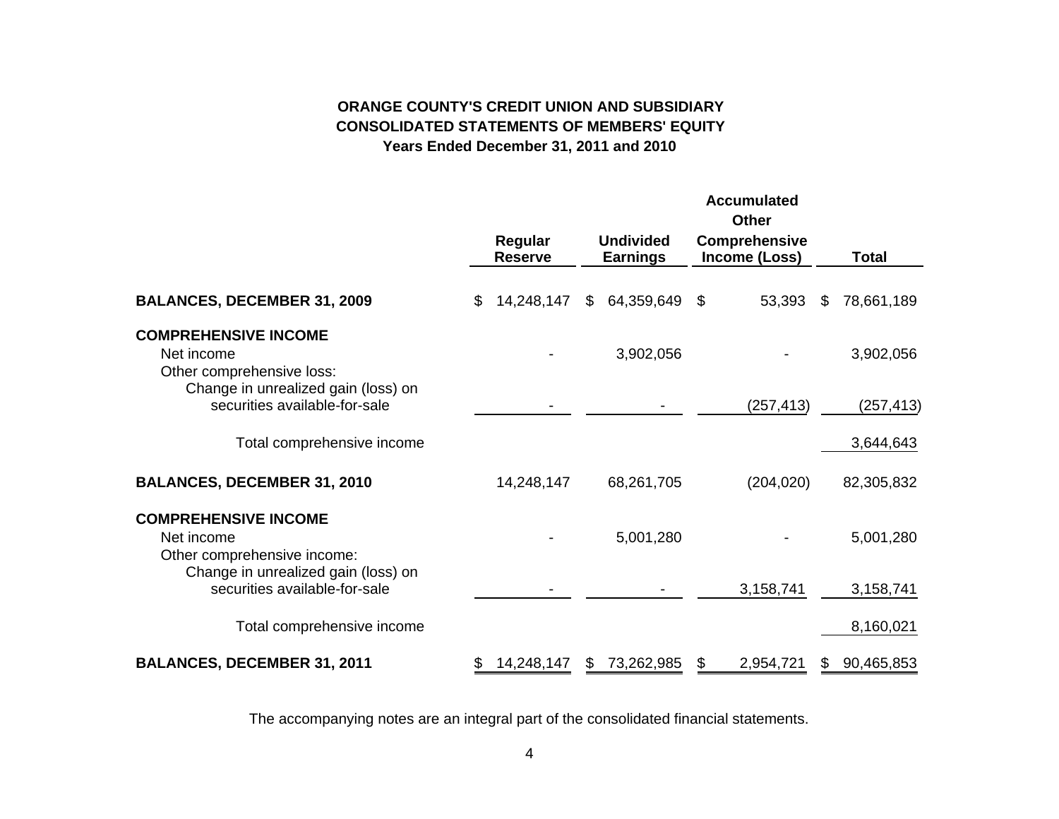# ORANGE COUNTY'S CREDIT UNION AND SUBSIDIARY
## CONSOLIDATED STATEMENTS OF MEMBERS' EQUITY
### Years Ended December 31, 2011 and 2010

| | Regular Reserve | Undivided Earnings | Accumulated Other Comprehensive Income (Loss) | Total |
|---|---|---|---|---|
| **BALANCES, DECEMBER 31, 2009** | $ 14,248,147 | $ 64,359,649 | $ 53,393 | $ 78,661,189 |
| **COMPREHENSIVE INCOME** | | | | |
| Net income | - | 3,902,056 | - | 3,902,056 |
| Other comprehensive loss: | | | | |
| Change in unrealized gain (loss) on securities available-for-sale | - | - | (257,413) | (257,413) |
| Total comprehensive income | | | | 3,644,643 |
| **BALANCES, DECEMBER 31, 2010** | 14,248,147 | 68,261,705 | (204,020) | 82,305,832 |
| **COMPREHENSIVE INCOME** | | | | |
| Net income | - | 5,001,280 | - | 5,001,280 |
| Other comprehensive income: | | | | |
| Change in unrealized gain (loss) on securities available-for-sale | - | - | 3,158,741 | 3,158,741 |
| Total comprehensive income | | | | 8,160,021 |
| **BALANCES, DECEMBER 31, 2011** | $ 14,248,147 | $ 73,262,985 | $ 2,954,721 | $ 90,465,853 |

The accompanying notes are an integral part of the consolidated financial statements.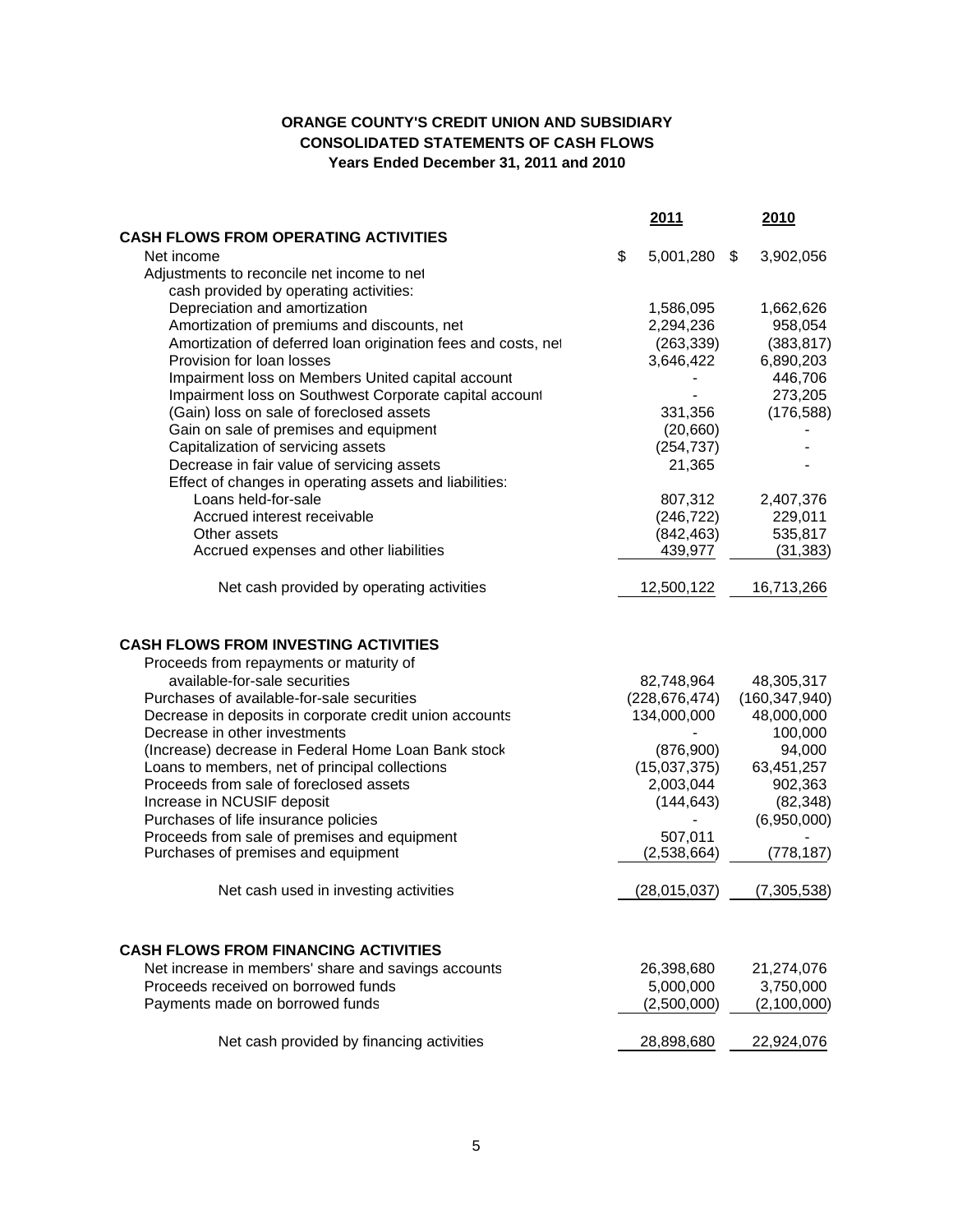**ORANGE COUNTY'S CREDIT UNION AND SUBSIDIARY**
**CONSOLIDATED STATEMENTS OF CASH FLOWS**
**Years Ended December 31, 2011 and 2010**

| | 2011 | 2010 |
|---|---|---|
| **CASH FLOWS FROM OPERATING ACTIVITIES** | | |
| Net income | $ 5,001,280 | $ 3,902,056 |
| Adjustments to reconcile net income to net cash provided by operating activities: | | |
| Depreciation and amortization | 1,586,095 | 1,662,626 |
| Amortization of premiums and discounts, net | 2,294,236 | 958,054 |
| Amortization of deferred loan origination fees and costs, net | (263,339) | (383,817) |
| Provision for loan losses | 3,646,422 | 6,890,203 |
| Impairment loss on Members United capital account | - | 446,706 |
| Impairment loss on Southwest Corporate capital account | - | 273,205 |
| (Gain) loss on sale of foreclosed assets | 331,356 | (176,588) |
| Gain on sale of premises and equipment | (20,660) | - |
| Capitalization of servicing assets | (254,737) | - |
| Decrease in fair value of servicing assets | 21,365 | - |
| Effect of changes in operating assets and liabilities: | | |
| Loans held-for-sale | 807,312 | 2,407,376 |
| Accrued interest receivable | (246,722) | 229,011 |
| Other assets | (842,463) | 535,817 |
| Accrued expenses and other liabilities | 439,977 | (31,383) |
| Net cash provided by operating activities | 12,500,122 | 16,713,266 |
| **CASH FLOWS FROM INVESTING ACTIVITIES** | | |
| Proceeds from repayments or maturity of available-for-sale securities | 82,748,964 | 48,305,317 |
| Purchases of available-for-sale securities | (228,676,474) | (160,347,940) |
| Decrease in deposits in corporate credit union accounts | 134,000,000 | 48,000,000 |
| Decrease in other investments | - | 100,000 |
| (Increase) decrease in Federal Home Loan Bank stock | (876,900) | 94,000 |
| Loans to members, net of principal collections | (15,037,375) | 63,451,257 |
| Proceeds from sale of foreclosed assets | 2,003,044 | 902,363 |
| Increase in NCUSIF deposit | (144,643) | (82,348) |
| Purchases of life insurance policies | - | (6,950,000) |
| Proceeds from sale of premises and equipment | 507,011 | - |
| Purchases of premises and equipment | (2,538,664) | (778,187) |
| Net cash used in investing activities | (28,015,037) | (7,305,538) |
| **CASH FLOWS FROM FINANCING ACTIVITIES** | | |
| Net increase in members' share and savings accounts | 26,398,680 | 21,274,076 |
| Proceeds received on borrowed funds | 5,000,000 | 3,750,000 |
| Payments made on borrowed funds | (2,500,000) | (2,100,000) |
| Net cash provided by financing activities | 28,898,680 | 22,924,076 |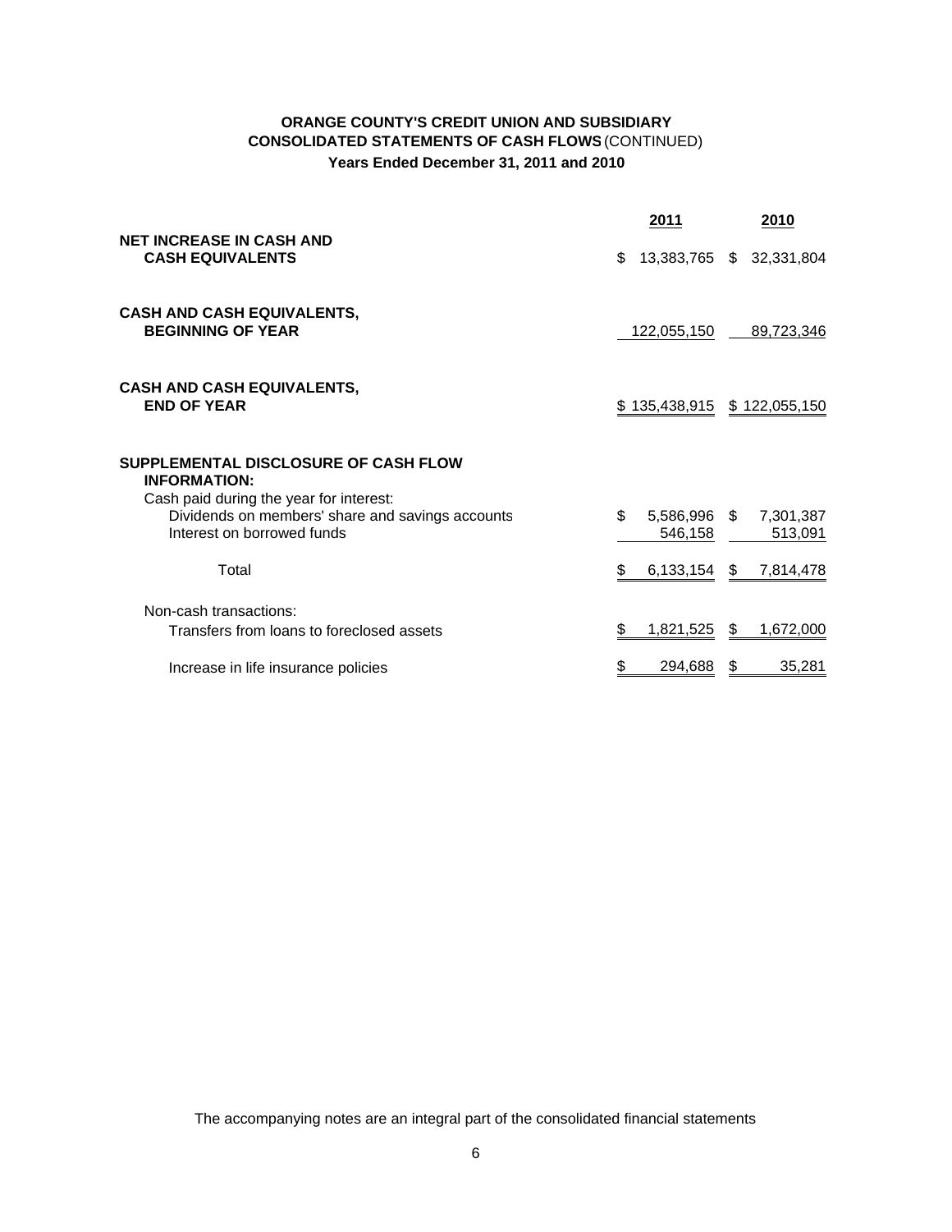**ORANGE COUNTY'S CREDIT UNION AND SUBSIDIARY**
**CONSOLIDATED STATEMENTS OF CASH FLOWS** (CONTINUED)
**Years Ended December 31, 2011 and 2010**

| | 2011 | 2010 |
|---|---|---|
| **NET INCREASE IN CASH AND CASH EQUIVALENTS** | $ 13,383,765 | $ 32,331,804 |
| **CASH AND CASH EQUIVALENTS, BEGINNING OF YEAR** | 122,055,150 | 89,723,346 |
| **CASH AND CASH EQUIVALENTS, END OF YEAR** | $ 135,438,915 | $ 122,055,150 |
| **SUPPLEMENTAL DISCLOSURE OF CASH FLOW INFORMATION:** | | |
| Cash paid during the year for interest: | | |
| Dividends on members' share and savings accounts | $ 5,586,996 | $ 7,301,387 |
| Interest on borrowed funds | 546,158 | 513,091 |
| Total | $ 6,133,154 | $ 7,814,478 |
| Non-cash transactions: | | |
| Transfers from loans to foreclosed assets | $ 1,821,525 | $ 1,672,000 |
| Increase in life insurance policies | $ 294,688 | $ 35,281 |

The accompanying notes are an integral part of the consolidated financial statements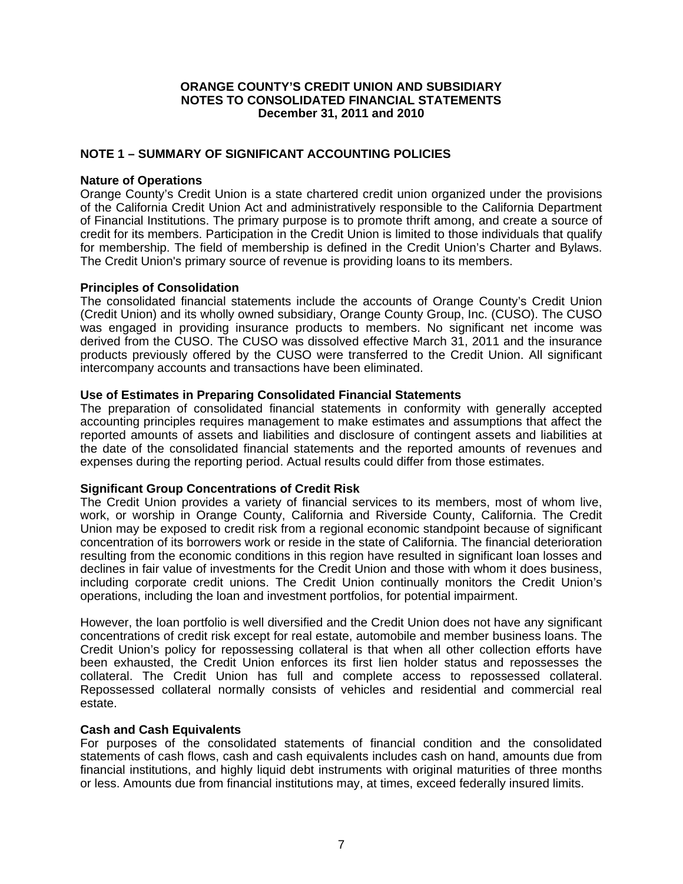**ORANGE COUNTY'S CREDIT UNION AND SUBSIDIARY**
**NOTES TO CONSOLIDATED FINANCIAL STATEMENTS**
**December 31, 2011 and 2010**

## NOTE 1 – SUMMARY OF SIGNIFICANT ACCOUNTING POLICIES

### Nature of Operations

Orange County's Credit Union is a state chartered credit union organized under the provisions of the California Credit Union Act and administratively responsible to the California Department of Financial Institutions. The primary purpose is to promote thrift among, and create a source of credit for its members. Participation in the Credit Union is limited to those individuals that qualify for membership. The field of membership is defined in the Credit Union's Charter and Bylaws. The Credit Union's primary source of revenue is providing loans to its members.

### Principles of Consolidation

The consolidated financial statements include the accounts of Orange County's Credit Union (Credit Union) and its wholly owned subsidiary, Orange County Group, Inc. (CUSO). The CUSO was engaged in providing insurance products to members. No significant net income was derived from the CUSO. The CUSO was dissolved effective March 31, 2011 and the insurance products previously offered by the CUSO were transferred to the Credit Union. All significant intercompany accounts and transactions have been eliminated.

### Use of Estimates in Preparing Consolidated Financial Statements

The preparation of consolidated financial statements in conformity with generally accepted accounting principles requires management to make estimates and assumptions that affect the reported amounts of assets and liabilities and disclosure of contingent assets and liabilities at the date of the consolidated financial statements and the reported amounts of revenues and expenses during the reporting period. Actual results could differ from those estimates.

### Significant Group Concentrations of Credit Risk

The Credit Union provides a variety of financial services to its members, most of whom live, work, or worship in Orange County, California and Riverside County, California. The Credit Union may be exposed to credit risk from a regional economic standpoint because of significant concentration of its borrowers work or reside in the state of California. The financial deterioration resulting from the economic conditions in this region have resulted in significant loan losses and declines in fair value of investments for the Credit Union and those with whom it does business, including corporate credit unions. The Credit Union continually monitors the Credit Union's operations, including the loan and investment portfolios, for potential impairment.

However, the loan portfolio is well diversified and the Credit Union does not have any significant concentrations of credit risk except for real estate, automobile and member business loans. The Credit Union's policy for repossessing collateral is that when all other collection efforts have been exhausted, the Credit Union enforces its first lien holder status and repossesses the collateral. The Credit Union has full and complete access to repossessed collateral. Repossessed collateral normally consists of vehicles and residential and commercial real estate.

### Cash and Cash Equivalents

For purposes of the consolidated statements of financial condition and the consolidated statements of cash flows, cash and cash equivalents includes cash on hand, amounts due from financial institutions, and highly liquid debt instruments with original maturities of three months or less. Amounts due from financial institutions may, at times, exceed federally insured limits.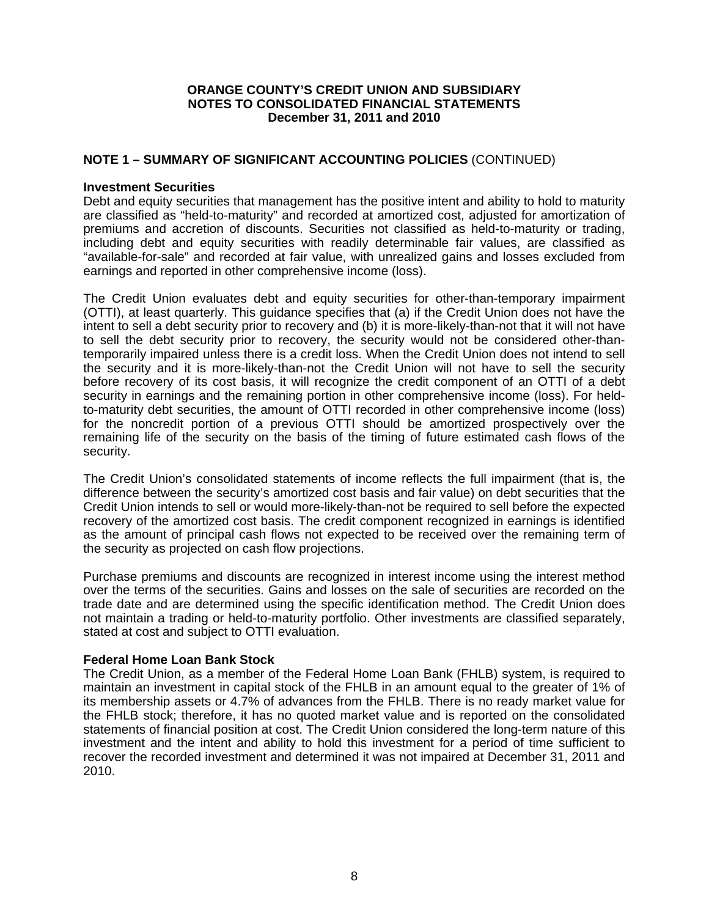**ORANGE COUNTY'S CREDIT UNION AND SUBSIDIARY**
**NOTES TO CONSOLIDATED FINANCIAL STATEMENTS**
**December 31, 2011 and 2010**

## NOTE 1 – SUMMARY OF SIGNIFICANT ACCOUNTING POLICIES (CONTINUED)

### Investment Securities

Debt and equity securities that management has the positive intent and ability to hold to maturity are classified as "held-to-maturity" and recorded at amortized cost, adjusted for amortization of premiums and accretion of discounts. Securities not classified as held-to-maturity or trading, including debt and equity securities with readily determinable fair values, are classified as "available-for-sale" and recorded at fair value, with unrealized gains and losses excluded from earnings and reported in other comprehensive income (loss).

The Credit Union evaluates debt and equity securities for other-than-temporary impairment (OTTI), at least quarterly. This guidance specifies that (a) if the Credit Union does not have the intent to sell a debt security prior to recovery and (b) it is more-likely-than-not that it will not have to sell the debt security prior to recovery, the security would not be considered other-than-temporarily impaired unless there is a credit loss. When the Credit Union does not intend to sell the security and it is more-likely-than-not the Credit Union will not have to sell the security before recovery of its cost basis, it will recognize the credit component of an OTTI of a debt security in earnings and the remaining portion in other comprehensive income (loss). For held-to-maturity debt securities, the amount of OTTI recorded in other comprehensive income (loss) for the noncredit portion of a previous OTTI should be amortized prospectively over the remaining life of the security on the basis of the timing of future estimated cash flows of the security.

The Credit Union's consolidated statements of income reflects the full impairment (that is, the difference between the security's amortized cost basis and fair value) on debt securities that the Credit Union intends to sell or would more-likely-than-not be required to sell before the expected recovery of the amortized cost basis. The credit component recognized in earnings is identified as the amount of principal cash flows not expected to be received over the remaining term of the security as projected on cash flow projections.

Purchase premiums and discounts are recognized in interest income using the interest method over the terms of the securities. Gains and losses on the sale of securities are recorded on the trade date and are determined using the specific identification method. The Credit Union does not maintain a trading or held-to-maturity portfolio. Other investments are classified separately, stated at cost and subject to OTTI evaluation.

### Federal Home Loan Bank Stock

The Credit Union, as a member of the Federal Home Loan Bank (FHLB) system, is required to maintain an investment in capital stock of the FHLB in an amount equal to the greater of 1% of its membership assets or 4.7% of advances from the FHLB. There is no ready market value for the FHLB stock; therefore, it has no quoted market value and is reported on the consolidated statements of financial position at cost. The Credit Union considered the long-term nature of this investment and the intent and ability to hold this investment for a period of time sufficient to recover the recorded investment and determined it was not impaired at December 31, 2011 and 2010.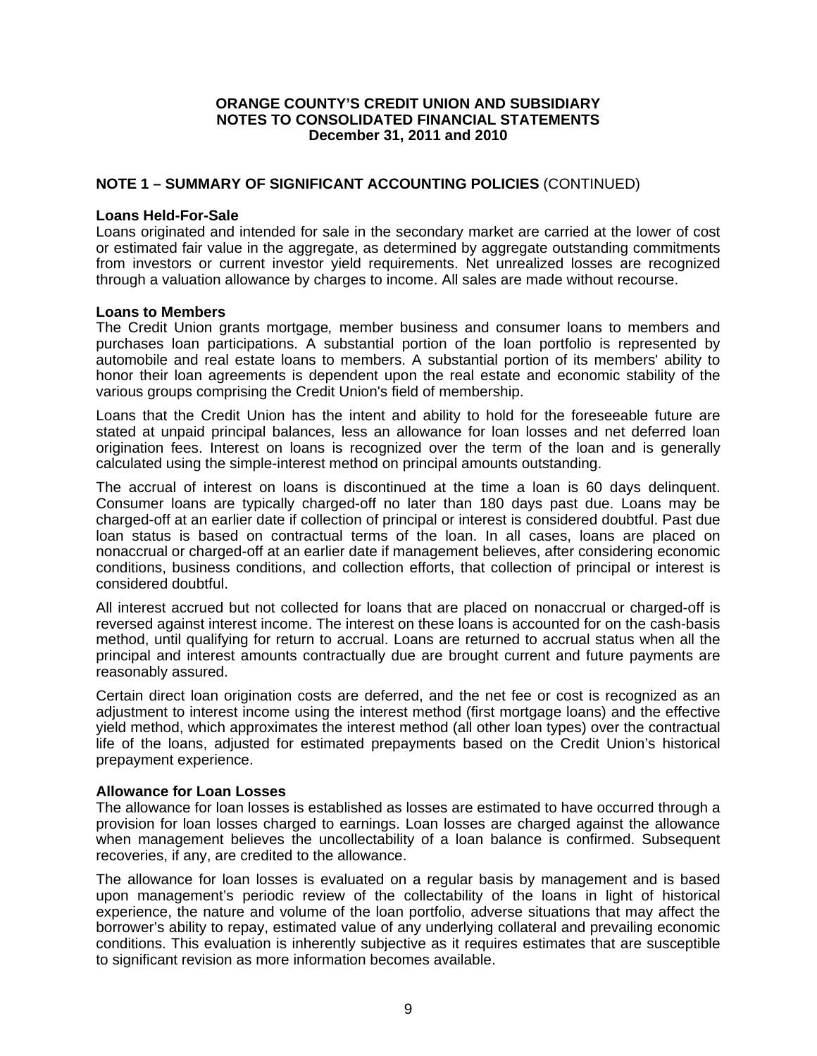**ORANGE COUNTY'S CREDIT UNION AND SUBSIDIARY**
**NOTES TO CONSOLIDATED FINANCIAL STATEMENTS**
**December 31, 2011 and 2010**

## NOTE 1 – SUMMARY OF SIGNIFICANT ACCOUNTING POLICIES (CONTINUED)

**Loans Held-For-Sale**

Loans originated and intended for sale in the secondary market are carried at the lower of cost or estimated fair value in the aggregate, as determined by aggregate outstanding commitments from investors or current investor yield requirements. Net unrealized losses are recognized through a valuation allowance by charges to income. All sales are made without recourse.

**Loans to Members**

The Credit Union grants mortgage*,* member business and consumer loans to members and purchases loan participations. A substantial portion of the loan portfolio is represented by automobile and real estate loans to members. A substantial portion of its members' ability to honor their loan agreements is dependent upon the real estate and economic stability of the various groups comprising the Credit Union's field of membership.

Loans that the Credit Union has the intent and ability to hold for the foreseeable future are stated at unpaid principal balances, less an allowance for loan losses and net deferred loan origination fees. Interest on loans is recognized over the term of the loan and is generally calculated using the simple-interest method on principal amounts outstanding.

The accrual of interest on loans is discontinued at the time a loan is 60 days delinquent. Consumer loans are typically charged-off no later than 180 days past due. Loans may be charged-off at an earlier date if collection of principal or interest is considered doubtful. Past due loan status is based on contractual terms of the loan. In all cases, loans are placed on nonaccrual or charged-off at an earlier date if management believes, after considering economic conditions, business conditions, and collection efforts, that collection of principal or interest is considered doubtful.

All interest accrued but not collected for loans that are placed on nonaccrual or charged-off is reversed against interest income. The interest on these loans is accounted for on the cash-basis method, until qualifying for return to accrual. Loans are returned to accrual status when all the principal and interest amounts contractually due are brought current and future payments are reasonably assured.

Certain direct loan origination costs are deferred, and the net fee or cost is recognized as an adjustment to interest income using the interest method (first mortgage loans) and the effective yield method, which approximates the interest method (all other loan types) over the contractual life of the loans, adjusted for estimated prepayments based on the Credit Union's historical prepayment experience.

**Allowance for Loan Losses**

The allowance for loan losses is established as losses are estimated to have occurred through a provision for loan losses charged to earnings. Loan losses are charged against the allowance when management believes the uncollectability of a loan balance is confirmed. Subsequent recoveries, if any, are credited to the allowance.

The allowance for loan losses is evaluated on a regular basis by management and is based upon management's periodic review of the collectability of the loans in light of historical experience, the nature and volume of the loan portfolio, adverse situations that may affect the borrower's ability to repay, estimated value of any underlying collateral and prevailing economic conditions. This evaluation is inherently subjective as it requires estimates that are susceptible to significant revision as more information becomes available.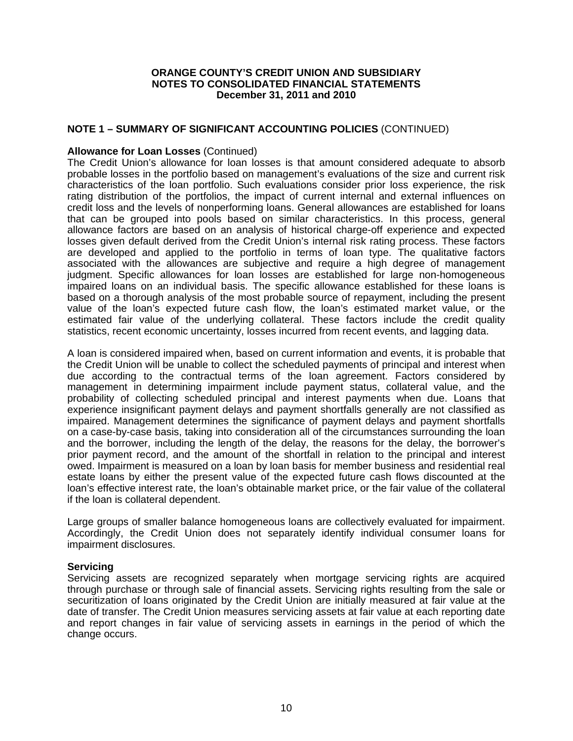**ORANGE COUNTY'S CREDIT UNION AND SUBSIDIARY**
**NOTES TO CONSOLIDATED FINANCIAL STATEMENTS**
**December 31, 2011 and 2010**

## NOTE 1 – SUMMARY OF SIGNIFICANT ACCOUNTING POLICIES (CONTINUED)

**Allowance for Loan Losses** (Continued)
The Credit Union's allowance for loan losses is that amount considered adequate to absorb probable losses in the portfolio based on management's evaluations of the size and current risk characteristics of the loan portfolio. Such evaluations consider prior loss experience, the risk rating distribution of the portfolios, the impact of current internal and external influences on credit loss and the levels of nonperforming loans. General allowances are established for loans that can be grouped into pools based on similar characteristics. In this process, general allowance factors are based on an analysis of historical charge-off experience and expected losses given default derived from the Credit Union's internal risk rating process. These factors are developed and applied to the portfolio in terms of loan type. The qualitative factors associated with the allowances are subjective and require a high degree of management judgment. Specific allowances for loan losses are established for large non-homogeneous impaired loans on an individual basis. The specific allowance established for these loans is based on a thorough analysis of the most probable source of repayment, including the present value of the loan's expected future cash flow, the loan's estimated market value, or the estimated fair value of the underlying collateral. These factors include the credit quality statistics, recent economic uncertainty, losses incurred from recent events, and lagging data.

A loan is considered impaired when, based on current information and events, it is probable that the Credit Union will be unable to collect the scheduled payments of principal and interest when due according to the contractual terms of the loan agreement. Factors considered by management in determining impairment include payment status, collateral value, and the probability of collecting scheduled principal and interest payments when due. Loans that experience insignificant payment delays and payment shortfalls generally are not classified as impaired. Management determines the significance of payment delays and payment shortfalls on a case-by-case basis, taking into consideration all of the circumstances surrounding the loan and the borrower, including the length of the delay, the reasons for the delay, the borrower's prior payment record, and the amount of the shortfall in relation to the principal and interest owed. Impairment is measured on a loan by loan basis for member business and residential real estate loans by either the present value of the expected future cash flows discounted at the loan's effective interest rate, the loan's obtainable market price, or the fair value of the collateral if the loan is collateral dependent.

Large groups of smaller balance homogeneous loans are collectively evaluated for impairment. Accordingly, the Credit Union does not separately identify individual consumer loans for impairment disclosures.

**Servicing**
Servicing assets are recognized separately when mortgage servicing rights are acquired through purchase or through sale of financial assets. Servicing rights resulting from the sale or securitization of loans originated by the Credit Union are initially measured at fair value at the date of transfer. The Credit Union measures servicing assets at fair value at each reporting date and report changes in fair value of servicing assets in earnings in the period of which the change occurs.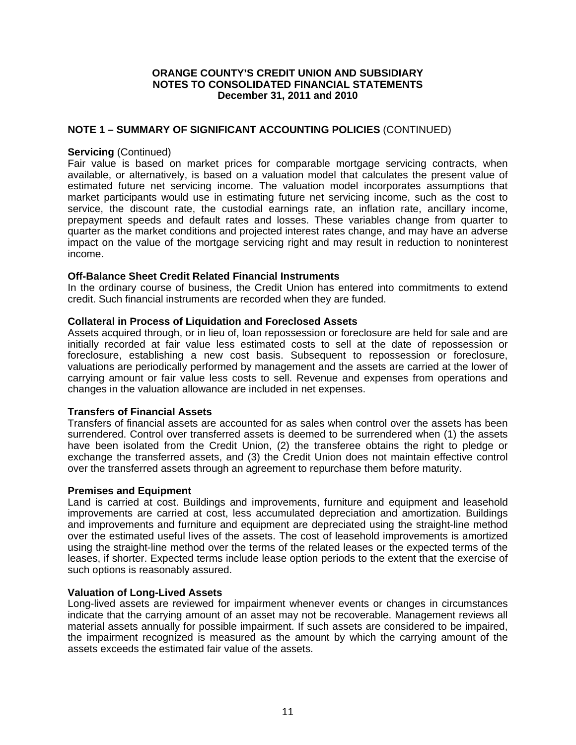**ORANGE COUNTY'S CREDIT UNION AND SUBSIDIARY**
**NOTES TO CONSOLIDATED FINANCIAL STATEMENTS**
**December 31, 2011 and 2010**

## NOTE 1 – SUMMARY OF SIGNIFICANT ACCOUNTING POLICIES (CONTINUED)

**Servicing** (Continued)
Fair value is based on market prices for comparable mortgage servicing contracts, when available, or alternatively, is based on a valuation model that calculates the present value of estimated future net servicing income. The valuation model incorporates assumptions that market participants would use in estimating future net servicing income, such as the cost to service, the discount rate, the custodial earnings rate, an inflation rate, ancillary income, prepayment speeds and default rates and losses. These variables change from quarter to quarter as the market conditions and projected interest rates change, and may have an adverse impact on the value of the mortgage servicing right and may result in reduction to noninterest income.

**Off-Balance Sheet Credit Related Financial Instruments**
In the ordinary course of business, the Credit Union has entered into commitments to extend credit. Such financial instruments are recorded when they are funded.

**Collateral in Process of Liquidation and Foreclosed Assets**
Assets acquired through, or in lieu of, loan repossession or foreclosure are held for sale and are initially recorded at fair value less estimated costs to sell at the date of repossession or foreclosure, establishing a new cost basis. Subsequent to repossession or foreclosure, valuations are periodically performed by management and the assets are carried at the lower of carrying amount or fair value less costs to sell. Revenue and expenses from operations and changes in the valuation allowance are included in net expenses.

**Transfers of Financial Assets**
Transfers of financial assets are accounted for as sales when control over the assets has been surrendered. Control over transferred assets is deemed to be surrendered when (1) the assets have been isolated from the Credit Union, (2) the transferee obtains the right to pledge or exchange the transferred assets, and (3) the Credit Union does not maintain effective control over the transferred assets through an agreement to repurchase them before maturity.

**Premises and Equipment**
Land is carried at cost. Buildings and improvements, furniture and equipment and leasehold improvements are carried at cost, less accumulated depreciation and amortization. Buildings and improvements and furniture and equipment are depreciated using the straight-line method over the estimated useful lives of the assets. The cost of leasehold improvements is amortized using the straight-line method over the terms of the related leases or the expected terms of the leases, if shorter. Expected terms include lease option periods to the extent that the exercise of such options is reasonably assured.

**Valuation of Long-Lived Assets**
Long-lived assets are reviewed for impairment whenever events or changes in circumstances indicate that the carrying amount of an asset may not be recoverable. Management reviews all material assets annually for possible impairment. If such assets are considered to be impaired, the impairment recognized is measured as the amount by which the carrying amount of the assets exceeds the estimated fair value of the assets.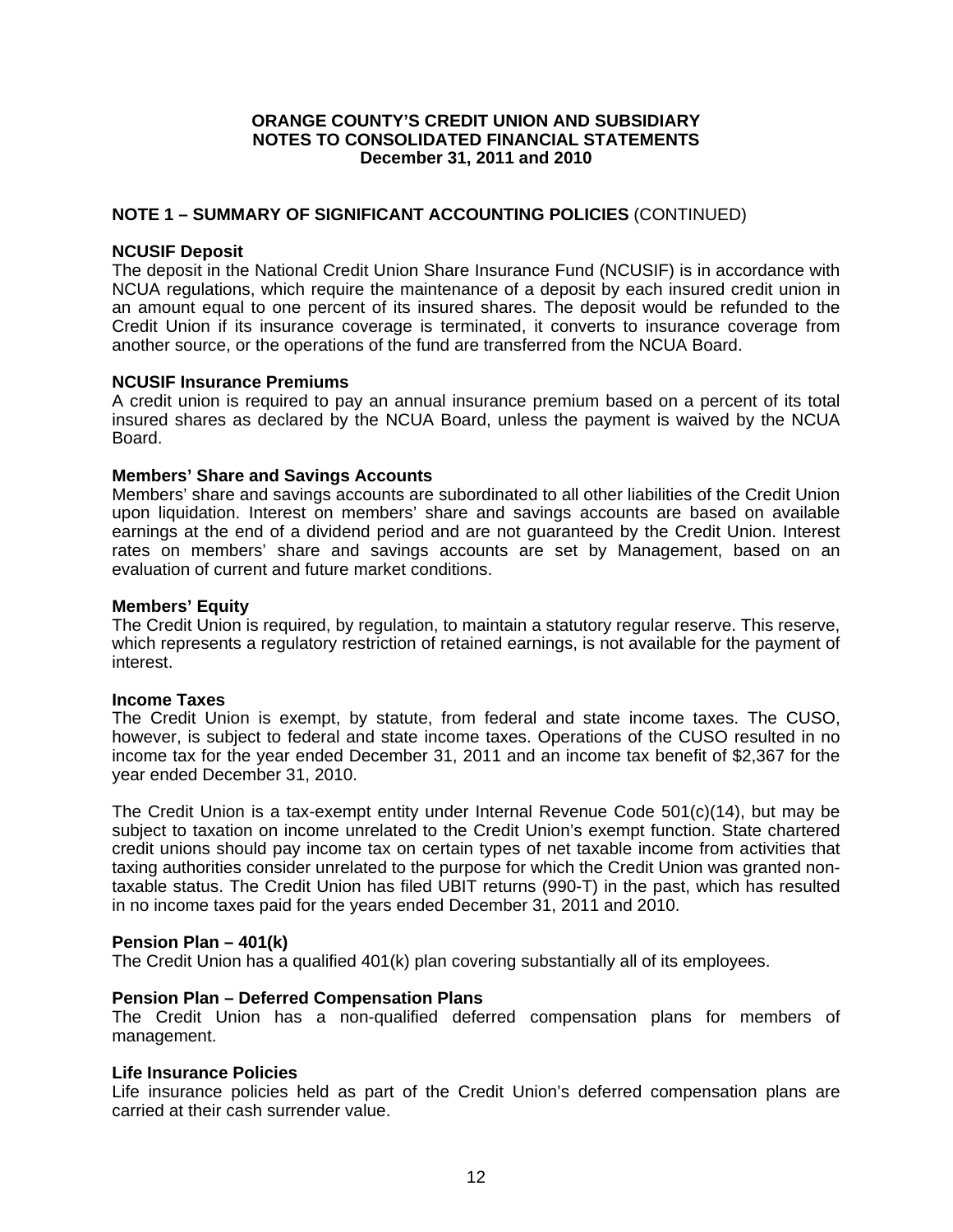**ORANGE COUNTY'S CREDIT UNION AND SUBSIDIARY**
**NOTES TO CONSOLIDATED FINANCIAL STATEMENTS**
**December 31, 2011 and 2010**

## NOTE 1 – SUMMARY OF SIGNIFICANT ACCOUNTING POLICIES (CONTINUED)

### NCUSIF Deposit

The deposit in the National Credit Union Share Insurance Fund (NCUSIF) is in accordance with NCUA regulations, which require the maintenance of a deposit by each insured credit union in an amount equal to one percent of its insured shares. The deposit would be refunded to the Credit Union if its insurance coverage is terminated, it converts to insurance coverage from another source, or the operations of the fund are transferred from the NCUA Board.

### NCUSIF Insurance Premiums

A credit union is required to pay an annual insurance premium based on a percent of its total insured shares as declared by the NCUA Board, unless the payment is waived by the NCUA Board.

### Members' Share and Savings Accounts

Members' share and savings accounts are subordinated to all other liabilities of the Credit Union upon liquidation. Interest on members' share and savings accounts are based on available earnings at the end of a dividend period and are not guaranteed by the Credit Union. Interest rates on members' share and savings accounts are set by Management, based on an evaluation of current and future market conditions.

### Members' Equity

The Credit Union is required, by regulation, to maintain a statutory regular reserve. This reserve, which represents a regulatory restriction of retained earnings, is not available for the payment of interest.

### Income Taxes

The Credit Union is exempt, by statute, from federal and state income taxes. The CUSO, however, is subject to federal and state income taxes. Operations of the CUSO resulted in no income tax for the year ended December 31, 2011 and an income tax benefit of $2,367 for the year ended December 31, 2010.

The Credit Union is a tax-exempt entity under Internal Revenue Code 501(c)(14), but may be subject to taxation on income unrelated to the Credit Union's exempt function. State chartered credit unions should pay income tax on certain types of net taxable income from activities that taxing authorities consider unrelated to the purpose for which the Credit Union was granted non-taxable status. The Credit Union has filed UBIT returns (990-T) in the past, which has resulted in no income taxes paid for the years ended December 31, 2011 and 2010.

### Pension Plan – 401(k)

The Credit Union has a qualified 401(k) plan covering substantially all of its employees.

### Pension Plan – Deferred Compensation Plans

The Credit Union has a non-qualified deferred compensation plans for members of management.

### Life Insurance Policies

Life insurance policies held as part of the Credit Union's deferred compensation plans are carried at their cash surrender value.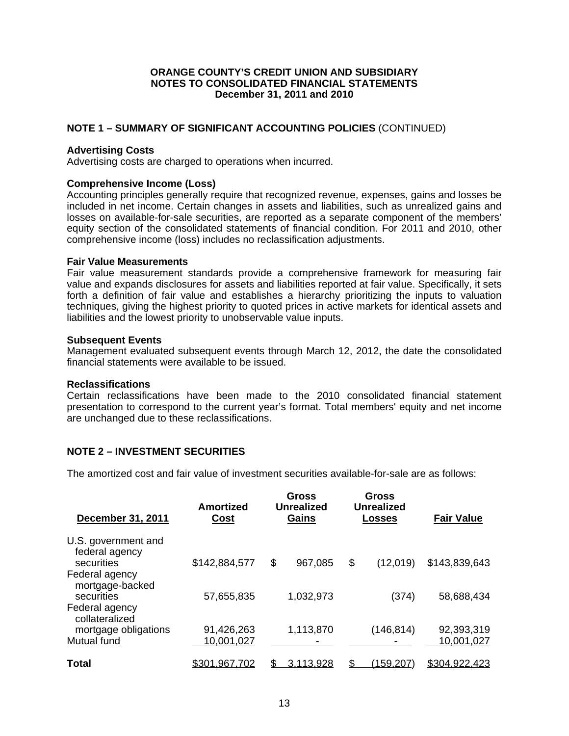**ORANGE COUNTY'S CREDIT UNION AND SUBSIDIARY**
**NOTES TO CONSOLIDATED FINANCIAL STATEMENTS**
**December 31, 2011 and 2010**

## NOTE 1 – SUMMARY OF SIGNIFICANT ACCOUNTING POLICIES (CONTINUED)

**Advertising Costs**
Advertising costs are charged to operations when incurred.

**Comprehensive Income (Loss)**
Accounting principles generally require that recognized revenue, expenses, gains and losses be included in net income. Certain changes in assets and liabilities, such as unrealized gains and losses on available-for-sale securities, are reported as a separate component of the members' equity section of the consolidated statements of financial condition. For 2011 and 2010, other comprehensive income (loss) includes no reclassification adjustments.

**Fair Value Measurements**
Fair value measurement standards provide a comprehensive framework for measuring fair value and expands disclosures for assets and liabilities reported at fair value. Specifically, it sets forth a definition of fair value and establishes a hierarchy prioritizing the inputs to valuation techniques, giving the highest priority to quoted prices in active markets for identical assets and liabilities and the lowest priority to unobservable value inputs.

**Subsequent Events**
Management evaluated subsequent events through March 12, 2012, the date the consolidated financial statements were available to be issued.

**Reclassifications**
Certain reclassifications have been made to the 2010 consolidated financial statement presentation to correspond to the current year's format. Total members' equity and net income are unchanged due to these reclassifications.

## NOTE 2 – INVESTMENT SECURITIES

The amortized cost and fair value of investment securities available-for-sale are as follows:

| December 31, 2011 | Amortized Cost | Gross Unrealized Gains | Gross Unrealized Losses | Fair Value |
|---|---|---|---|---|
| U.S. government and federal agency securities | $142,884,577 | $ 967,085 | $ (12,019) | $143,839,643 |
| Federal agency mortgage-backed securities | 57,655,835 | 1,032,973 | (374) | 58,688,434 |
| Federal agency collateralized mortgage obligations | 91,426,263 | 1,113,870 | (146,814) | 92,393,319 |
| Mutual fund | 10,001,027 | - | - | 10,001,027 |
| **Total** | $301,967,702 | $ 3,113,928 | $ (159,207) | $304,922,423 |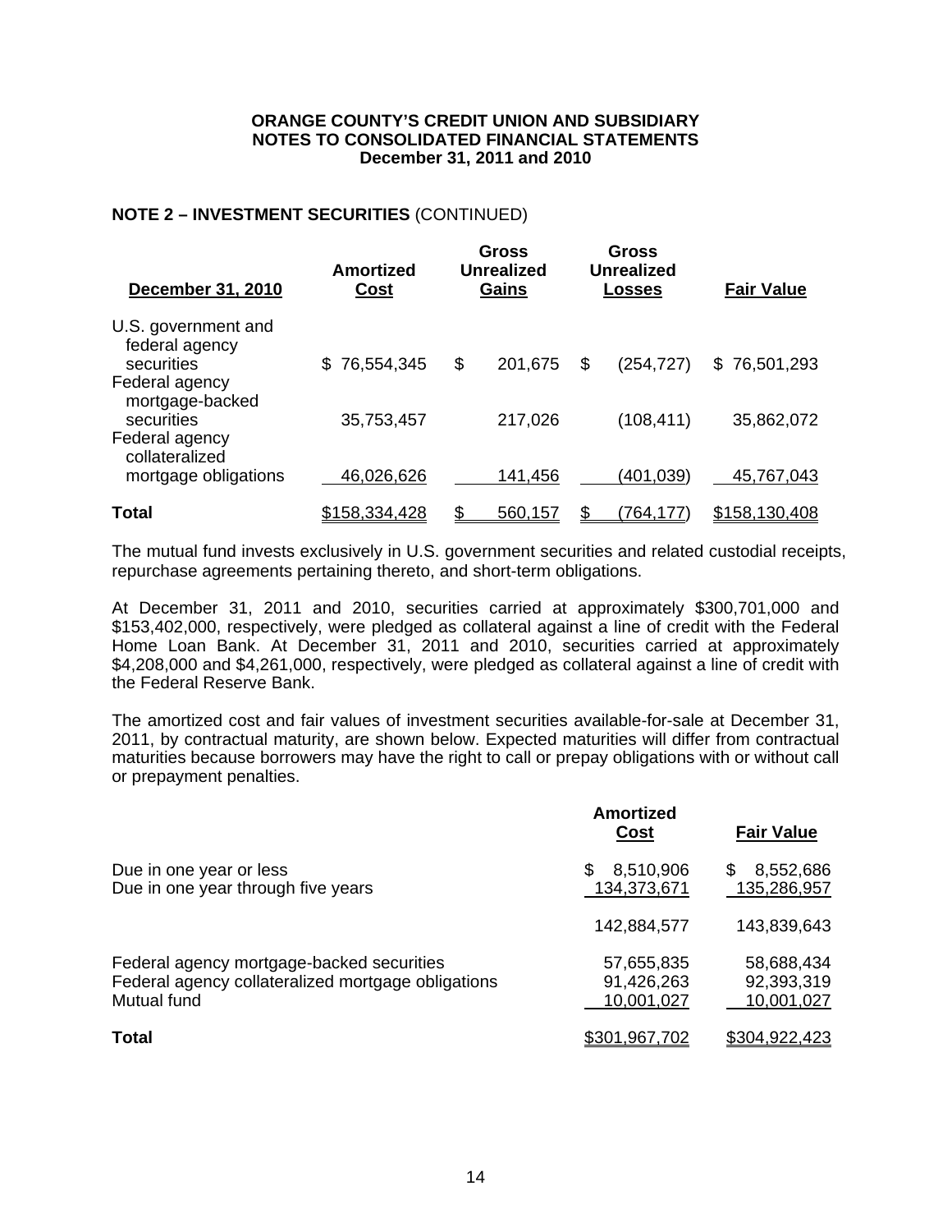## NOTE 2 – INVESTMENT SECURITIES (CONTINUED)

| December 31, 2010 | Amortized Cost | Gross Unrealized Gains | Gross Unrealized Losses | Fair Value |
|---|---|---|---|---|
| U.S. government and federal agency securities | $ 76,554,345 | $ 201,675 | $ (254,727) | $ 76,501,293 |
| Federal agency mortgage-backed securities | 35,753,457 | 217,026 | (108,411) | 35,862,072 |
| Federal agency collateralized mortgage obligations | 46,026,626 | 141,456 | (401,039) | 45,767,043 |
| **Total** | $158,334,428 | $ 560,157 | $ (764,177) | $158,130,408 |

The mutual fund invests exclusively in U.S. government securities and related custodial receipts, repurchase agreements pertaining thereto, and short-term obligations.

At December 31, 2011 and 2010, securities carried at approximately $300,701,000 and $153,402,000, respectively, were pledged as collateral against a line of credit with the Federal Home Loan Bank. At December 31, 2011 and 2010, securities carried at approximately $4,208,000 and $4,261,000, respectively, were pledged as collateral against a line of credit with the Federal Reserve Bank.

The amortized cost and fair values of investment securities available-for-sale at December 31, 2011, by contractual maturity, are shown below. Expected maturities will differ from contractual maturities because borrowers may have the right to call or prepay obligations with or without call or prepayment penalties.

| | Amortized Cost | Fair Value |
|---|---|---|
| Due in one year or less | $ 8,510,906 | $ 8,552,686 |
| Due in one year through five years | 134,373,671 | 135,286,957 |
| | 142,884,577 | 143,839,643 |
| Federal agency mortgage-backed securities | 57,655,835 | 58,688,434 |
| Federal agency collateralized mortgage obligations | 91,426,263 | 92,393,319 |
| Mutual fund | 10,001,027 | 10,001,027 |
| **Total** | $301,967,702 | $304,922,423 |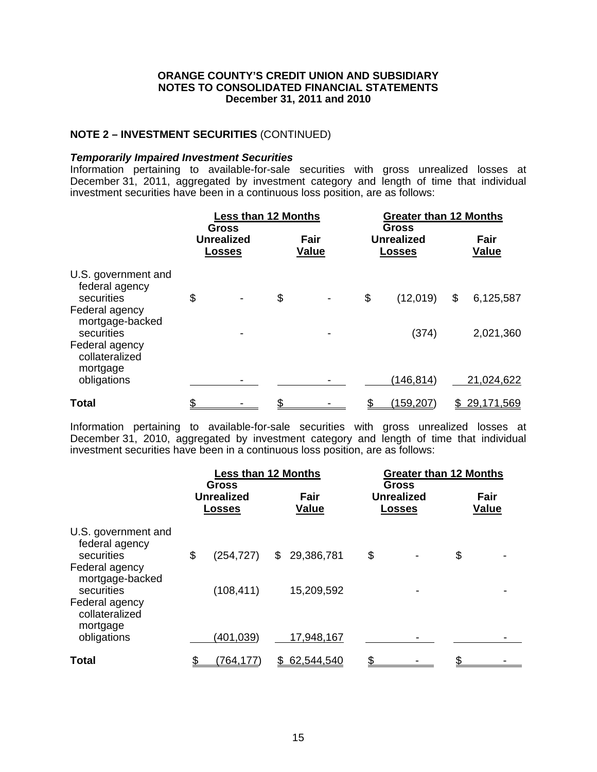**ORANGE COUNTY'S CREDIT UNION AND SUBSIDIARY**
**NOTES TO CONSOLIDATED FINANCIAL STATEMENTS**
**December 31, 2011 and 2010**

## NOTE 2 – INVESTMENT SECURITIES (CONTINUED)

***Temporarily Impaired Investment Securities***

Information pertaining to available-for-sale securities with gross unrealized losses at December 31, 2011, aggregated by investment category and length of time that individual investment securities have been in a continuous loss position, are as follows:

| | Less than 12 Months | | Greater than 12 Months | |
|---|---|---|---|---|
| | Gross Unrealized Losses | Fair Value | Gross Unrealized Losses | Fair Value |
| U.S. government and federal agency securities | $ - | $ - | $ (12,019) | $ 6,125,587 |
| Federal agency mortgage-backed securities | - | - | (374) | 2,021,360 |
| Federal agency collateralized mortgage obligations | - | - | (146,814) | 21,024,622 |
| **Total** | $ - | $ - | $ (159,207) | $ 29,171,569 |

Information pertaining to available-for-sale securities with gross unrealized losses at December 31, 2010, aggregated by investment category and length of time that individual investment securities have been in a continuous loss position, are as follows:

| | Less than 12 Months | | Greater than 12 Months | |
|---|---|---|---|---|
| | Gross Unrealized Losses | Fair Value | Gross Unrealized Losses | Fair Value |
| U.S. government and federal agency securities | $ (254,727) | $ 29,386,781 | $ - | $ - |
| Federal agency mortgage-backed securities | (108,411) | 15,209,592 | - | - |
| Federal agency collateralized mortgage obligations | (401,039) | 17,948,167 | - | - |
| **Total** | $ (764,177) | $ 62,544,540 | $ - | $ - |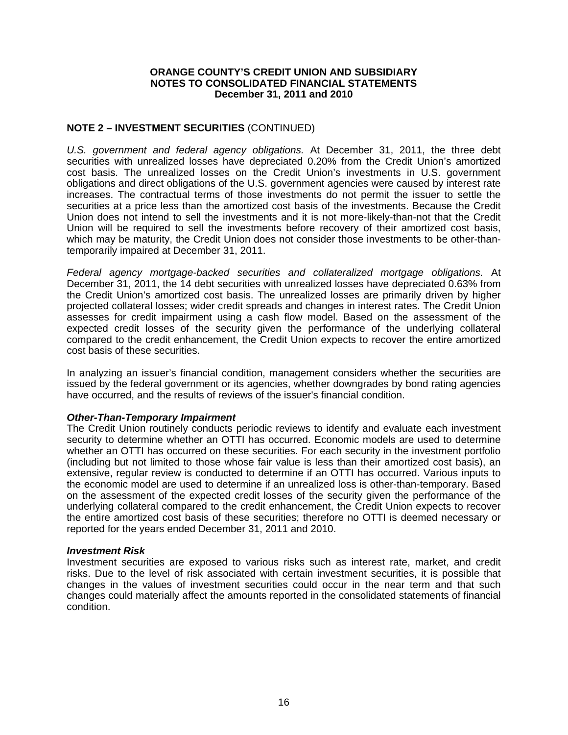## NOTE 2 – INVESTMENT SECURITIES (CONTINUED)

*U.S. government and federal agency obligations.* At December 31, 2011, the three debt securities with unrealized losses have depreciated 0.20% from the Credit Union's amortized cost basis. The unrealized losses on the Credit Union's investments in U.S. government obligations and direct obligations of the U.S. government agencies were caused by interest rate increases. The contractual terms of those investments do not permit the issuer to settle the securities at a price less than the amortized cost basis of the investments. Because the Credit Union does not intend to sell the investments and it is not more-likely-than-not that the Credit Union will be required to sell the investments before recovery of their amortized cost basis, which may be maturity, the Credit Union does not consider those investments to be other-than-temporarily impaired at December 31, 2011.

*Federal agency mortgage-backed securities and collateralized mortgage obligations.* At December 31, 2011, the 14 debt securities with unrealized losses have depreciated 0.63% from the Credit Union's amortized cost basis. The unrealized losses are primarily driven by higher projected collateral losses; wider credit spreads and changes in interest rates. The Credit Union assesses for credit impairment using a cash flow model. Based on the assessment of the expected credit losses of the security given the performance of the underlying collateral compared to the credit enhancement, the Credit Union expects to recover the entire amortized cost basis of these securities.

In analyzing an issuer's financial condition, management considers whether the securities are issued by the federal government or its agencies, whether downgrades by bond rating agencies have occurred, and the results of reviews of the issuer's financial condition.

***Other-Than-Temporary Impairment***

The Credit Union routinely conducts periodic reviews to identify and evaluate each investment security to determine whether an OTTI has occurred. Economic models are used to determine whether an OTTI has occurred on these securities. For each security in the investment portfolio (including but not limited to those whose fair value is less than their amortized cost basis), an extensive, regular review is conducted to determine if an OTTI has occurred. Various inputs to the economic model are used to determine if an unrealized loss is other-than-temporary. Based on the assessment of the expected credit losses of the security given the performance of the underlying collateral compared to the credit enhancement, the Credit Union expects to recover the entire amortized cost basis of these securities; therefore no OTTI is deemed necessary or reported for the years ended December 31, 2011 and 2010.

***Investment Risk***

Investment securities are exposed to various risks such as interest rate, market, and credit risks. Due to the level of risk associated with certain investment securities, it is possible that changes in the values of investment securities could occur in the near term and that such changes could materially affect the amounts reported in the consolidated statements of financial condition.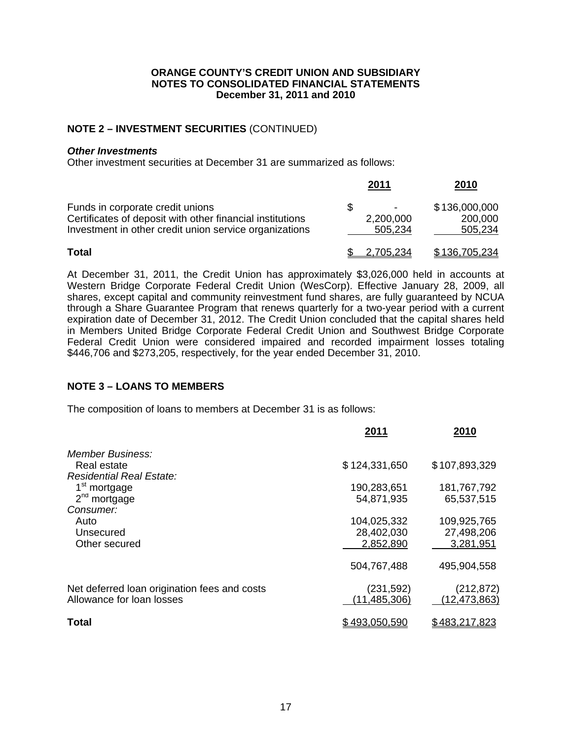**ORANGE COUNTY'S CREDIT UNION AND SUBSIDIARY**
**NOTES TO CONSOLIDATED FINANCIAL STATEMENTS**
**December 31, 2011 and 2010**

## NOTE 2 – INVESTMENT SECURITIES (CONTINUED)

***Other Investments***

Other investment securities at December 31 are summarized as follows:

| | 2011 | 2010 |
|---|---|---|
| Funds in corporate credit unions | $ - | $136,000,000 |
| Certificates of deposit with other financial institutions | 2,200,000 | 200,000 |
| Investment in other credit union service organizations | 505,234 | 505,234 |
| **Total** | $ 2,705,234 | $136,705,234 |

At December 31, 2011, the Credit Union has approximately $3,026,000 held in accounts at Western Bridge Corporate Federal Credit Union (WesCorp). Effective January 28, 2009, all shares, except capital and community reinvestment fund shares, are fully guaranteed by NCUA through a Share Guarantee Program that renews quarterly for a two-year period with a current expiration date of December 31, 2012. The Credit Union concluded that the capital shares held in Members United Bridge Corporate Federal Credit Union and Southwest Bridge Corporate Federal Credit Union were considered impaired and recorded impairment losses totaling $446,706 and $273,205, respectively, for the year ended December 31, 2010.

## NOTE 3 – LOANS TO MEMBERS

The composition of loans to members at December 31 is as follows:

| | 2011 | 2010 |
|---|---|---|
| *Member Business:* | | |
| Real estate | $124,331,650 | $107,893,329 |
| *Residential Real Estate:* | | |
| 1st mortgage | 190,283,651 | 181,767,792 |
| 2nd mortgage | 54,871,935 | 65,537,515 |
| *Consumer:* | | |
| Auto | 104,025,332 | 109,925,765 |
| Unsecured | 28,402,030 | 27,498,206 |
| Other secured | 2,852,890 | 3,281,951 |
| | 504,767,488 | 495,904,558 |
| Net deferred loan origination fees and costs | (231,592) | (212,872) |
| Allowance for loan losses | (11,485,306) | (12,473,863) |
| **Total** | $493,050,590 | $483,217,823 |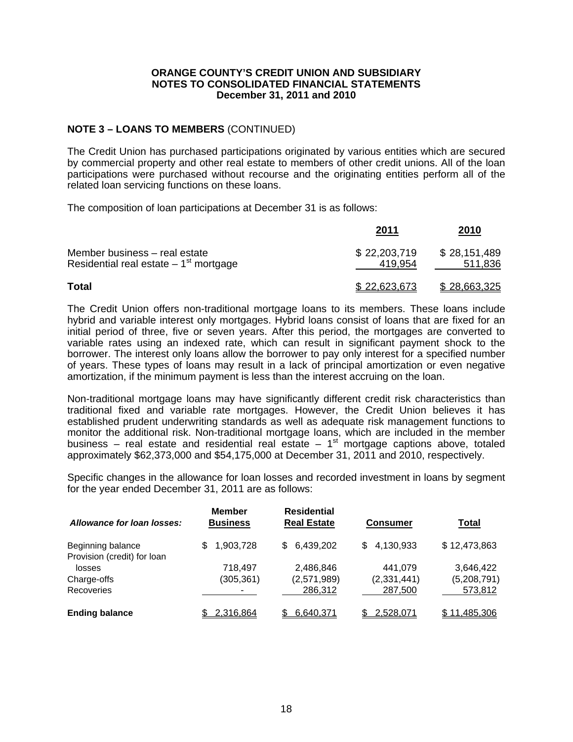ORANGE COUNTY'S CREDIT UNION AND SUBSIDIARY
NOTES TO CONSOLIDATED FINANCIAL STATEMENTS
December 31, 2011 and 2010

### NOTE 3 – LOANS TO MEMBERS (CONTINUED)

The Credit Union has purchased participations originated by various entities which are secured by commercial property and other real estate to members of other credit unions. All of the loan participations were purchased without recourse and the originating entities perform all of the related loan servicing functions on these loans.

The composition of loan participations at December 31 is as follows:

| | 2011 | 2010 |
|---|---|---|
| Member business – real estate | $ 22,203,719 | $ 28,151,489 |
| Residential real estate – 1st mortgage | 419,954 | 511,836 |
| **Total** | $ 22,623,673 | $ 28,663,325 |

The Credit Union offers non-traditional mortgage loans to its members. These loans include hybrid and variable interest only mortgages. Hybrid loans consist of loans that are fixed for an initial period of three, five or seven years. After this period, the mortgages are converted to variable rates using an indexed rate, which can result in significant payment shock to the borrower. The interest only loans allow the borrower to pay only interest for a specified number of years. These types of loans may result in a lack of principal amortization or even negative amortization, if the minimum payment is less than the interest accruing on the loan.

Non-traditional mortgage loans may have significantly different credit risk characteristics than traditional fixed and variable rate mortgages. However, the Credit Union believes it has established prudent underwriting standards as well as adequate risk management functions to monitor the additional risk. Non-traditional mortgage loans, which are included in the member business – real estate and residential real estate – 1st mortgage captions above, totaled approximately $62,373,000 and $54,175,000 at December 31, 2011 and 2010, respectively.

Specific changes in the allowance for loan losses and recorded investment in loans by segment for the year ended December 31, 2011 are as follows:

| *Allowance for loan losses:* | Member Business | Residential Real Estate | Consumer | Total |
|---|---|---|---|---|
| Beginning balance | $ 1,903,728 | $ 6,439,202 | $ 4,130,933 | $ 12,473,863 |
| Provision (credit) for loan losses | 718,497 | 2,486,846 | 441,079 | 3,646,422 |
| Charge-offs | (305,361) | (2,571,989) | (2,331,441) | (5,208,791) |
| Recoveries | - | 286,312 | 287,500 | 573,812 |
| **Ending balance** | $ 2,316,864 | $ 6,640,371 | $ 2,528,071 | $ 11,485,306 |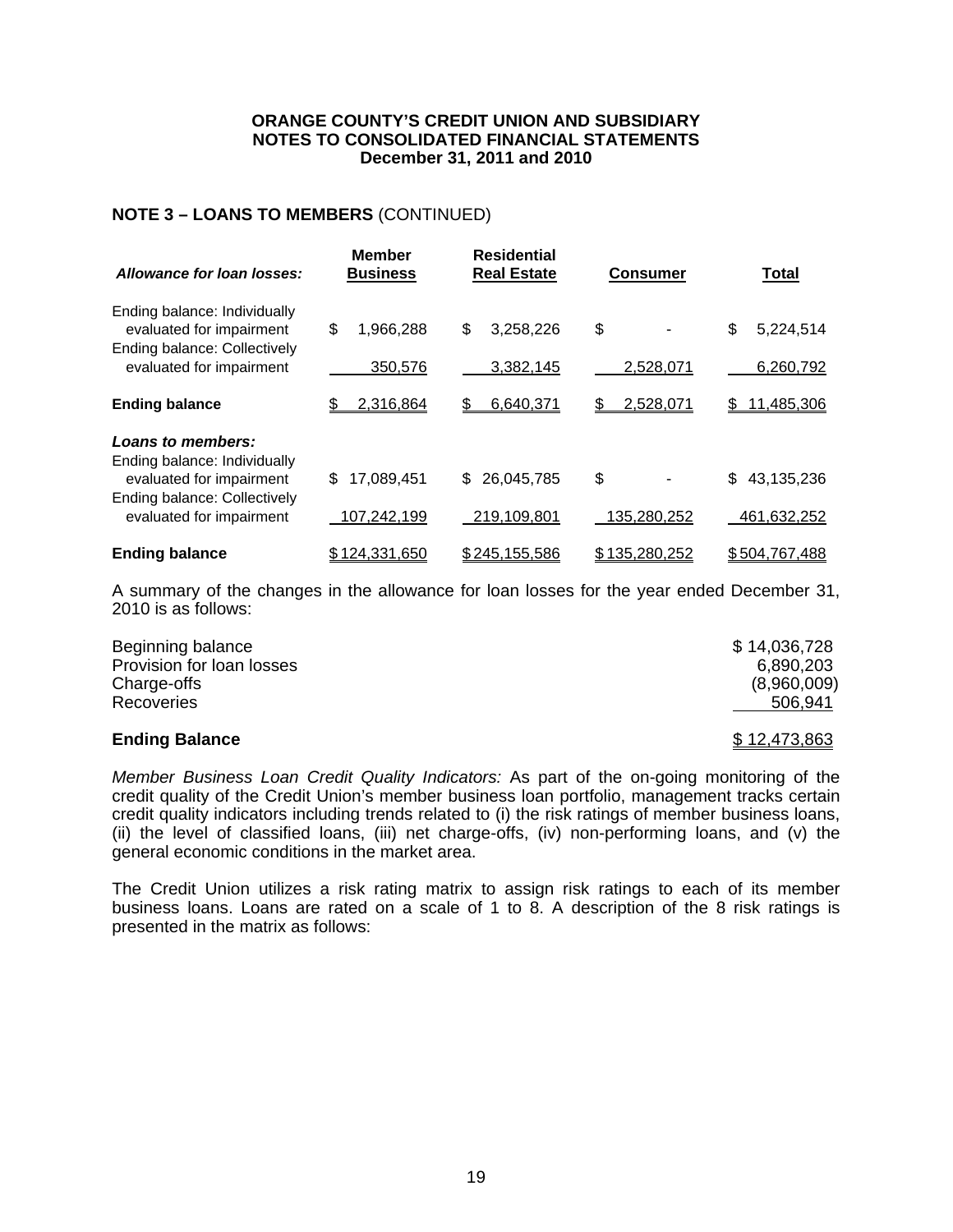**ORANGE COUNTY'S CREDIT UNION AND SUBSIDIARY**
**NOTES TO CONSOLIDATED FINANCIAL STATEMENTS**
**December 31, 2011 and 2010**

## NOTE 3 – LOANS TO MEMBERS (CONTINUED)

| ***Allowance for loan losses:*** | **Member Business** | **Residential Real Estate** | **Consumer** | **Total** |
|---|---|---|---|---|
| Ending balance: Individually evaluated for impairment | $ 1,966,288 | $ 3,258,226 | $ - | $ 5,224,514 |
| Ending balance: Collectively evaluated for impairment | 350,576 | 3,382,145 | 2,528,071 | 6,260,792 |
| **Ending balance** | $ 2,316,864 | $ 6,640,371 | $ 2,528,071 | $ 11,485,306 |
| ***Loans to members:*** | | | | |
| Ending balance: Individually evaluated for impairment | $ 17,089,451 | $ 26,045,785 | $ - | $ 43,135,236 |
| Ending balance: Collectively evaluated for impairment | 107,242,199 | 219,109,801 | 135,280,252 | 461,632,252 |
| **Ending balance** | $ 124,331,650 | $ 245,155,586 | $ 135,280,252 | $ 504,767,488 |

A summary of the changes in the allowance for loan losses for the year ended December 31, 2010 is as follows:

| | |
|---|---|
| Beginning balance | $ 14,036,728 |
| Provision for loan losses | 6,890,203 |
| Charge-offs | (8,960,009) |
| Recoveries | 506,941 |
| **Ending Balance** | $ 12,473,863 |

*Member Business Loan Credit Quality Indicators:* As part of the on-going monitoring of the credit quality of the Credit Union's member business loan portfolio, management tracks certain credit quality indicators including trends related to (i) the risk ratings of member business loans, (ii) the level of classified loans, (iii) net charge-offs, (iv) non-performing loans, and (v) the general economic conditions in the market area.

The Credit Union utilizes a risk rating matrix to assign risk ratings to each of its member business loans. Loans are rated on a scale of 1 to 8. A description of the 8 risk ratings is presented in the matrix as follows: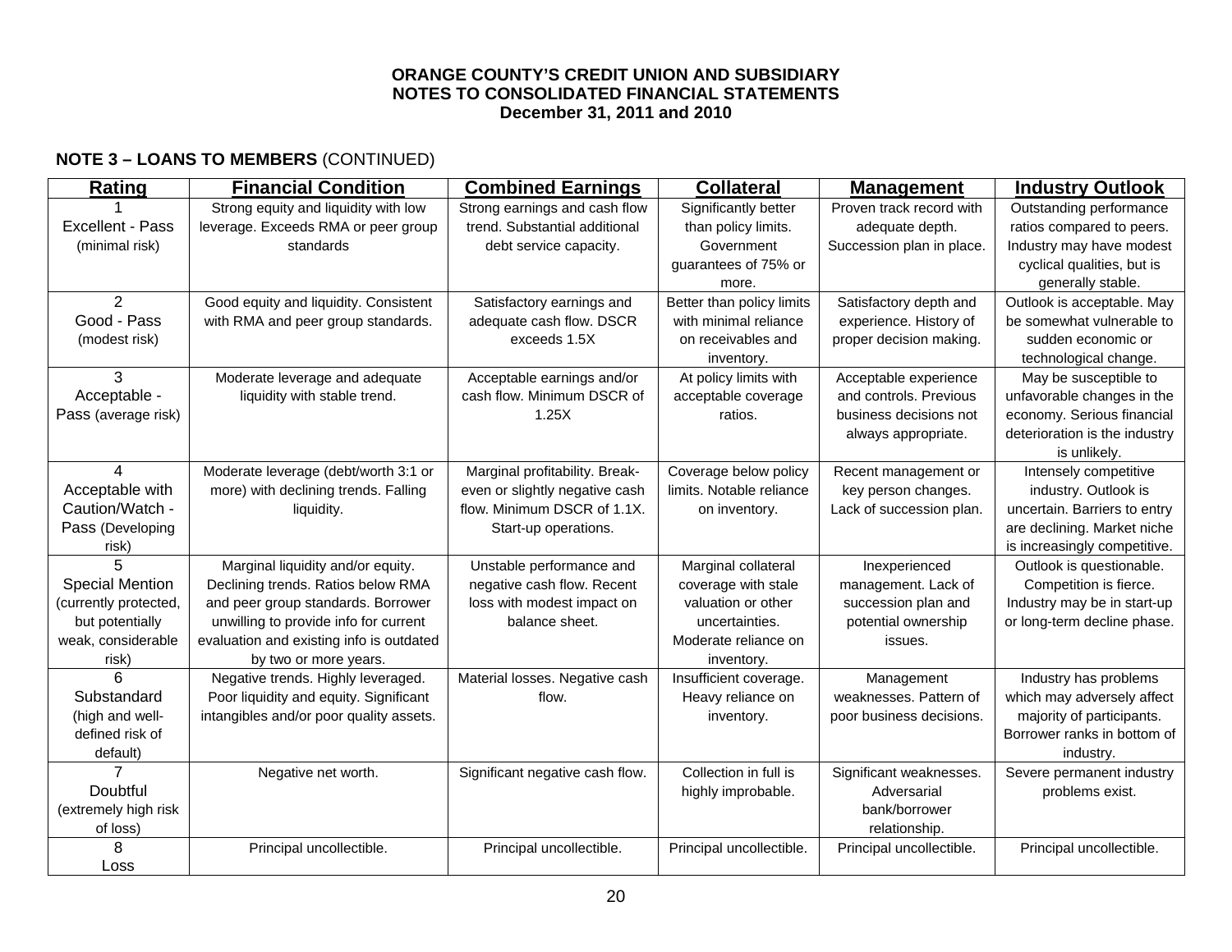**ORANGE COUNTY'S CREDIT UNION AND SUBSIDIARY**
**NOTES TO CONSOLIDATED FINANCIAL STATEMENTS**
**December 31, 2011 and 2010**

**NOTE 3 – LOANS TO MEMBERS** (CONTINUED)

| Rating | Financial Condition | Combined Earnings | Collateral | Management | Industry Outlook |
|---|---|---|---|---|---|
| 1 Excellent - Pass (minimal risk) | Strong equity and liquidity with low leverage. Exceeds RMA or peer group standards | Strong earnings and cash flow trend. Substantial additional debt service capacity. | Significantly better than policy limits. Government guarantees of 75% or more. | Proven track record with adequate depth. Succession plan in place. | Outstanding performance ratios compared to peers. Industry may have modest cyclical qualities, but is generally stable. |
| 2 Good - Pass (modest risk) | Good equity and liquidity. Consistent with RMA and peer group standards. | Satisfactory earnings and adequate cash flow. DSCR exceeds 1.5X | Better than policy limits with minimal reliance on receivables and inventory. | Satisfactory depth and experience. History of proper decision making. | Outlook is acceptable. May be somewhat vulnerable to sudden economic or technological change. |
| 3 Acceptable - Pass (average risk) | Moderate leverage and adequate liquidity with stable trend. | Acceptable earnings and/or cash flow. Minimum DSCR of 1.25X | At policy limits with acceptable coverage ratios. | Acceptable experience and controls. Previous business decisions not always appropriate. | May be susceptible to unfavorable changes in the economy. Serious financial deterioration is the industry is unlikely. |
| 4 Acceptable with Caution/Watch - Pass (Developing risk) | Moderate leverage (debt/worth 3:1 or more) with declining trends. Falling liquidity. | Marginal profitability. Break-even or slightly negative cash flow. Minimum DSCR of 1.1X. Start-up operations. | Coverage below policy limits. Notable reliance on inventory. | Recent management or key person changes. Lack of succession plan. | Intensely competitive industry. Outlook is uncertain. Barriers to entry are declining. Market niche is increasingly competitive. |
| 5 Special Mention (currently protected, but potentially weak, considerable risk) | Marginal liquidity and/or equity. Declining trends. Ratios below RMA and peer group standards. Borrower unwilling to provide info for current evaluation and existing info is outdated by two or more years. | Unstable performance and negative cash flow. Recent loss with modest impact on balance sheet. | Marginal collateral coverage with stale valuation or other uncertainties. Moderate reliance on inventory. | Inexperienced management. Lack of succession plan and potential ownership issues. | Outlook is questionable. Competition is fierce. Industry may be in start-up or long-term decline phase. |
| 6 Substandard (high and well-defined risk of default) | Negative trends. Highly leveraged. Poor liquidity and equity. Significant intangibles and/or poor quality assets. | Material losses. Negative cash flow. | Insufficient coverage. Heavy reliance on inventory. | Management weaknesses. Pattern of poor business decisions. | Industry has problems which may adversely affect majority of participants. Borrower ranks in bottom of industry. |
| 7 Doubtful (extremely high risk of loss) | Negative net worth. | Significant negative cash flow. | Collection in full is highly improbable. | Significant weaknesses. Adversarial bank/borrower relationship. | Severe permanent industry problems exist. |
| 8 Loss | Principal uncollectible. | Principal uncollectible. | Principal uncollectible. | Principal uncollectible. | Principal uncollectible. |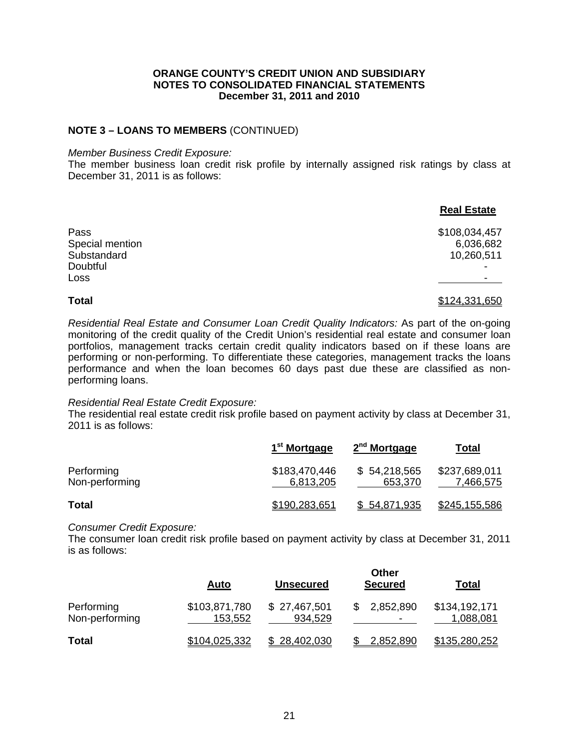**ORANGE COUNTY'S CREDIT UNION AND SUBSIDIARY**
**NOTES TO CONSOLIDATED FINANCIAL STATEMENTS**
**December 31, 2011 and 2010**

## NOTE 3 – LOANS TO MEMBERS (CONTINUED)

*Member Business Credit Exposure:*
The member business loan credit risk profile by internally assigned risk ratings by class at December 31, 2011 is as follows:

| | Real Estate |
|---|---|
| Pass | $108,034,457 |
| Special mention | 6,036,682 |
| Substandard | 10,260,511 |
| Doubtful | - |
| Loss | - |
| **Total** | $124,331,650 |

*Residential Real Estate and Consumer Loan Credit Quality Indicators:* As part of the on-going monitoring of the credit quality of the Credit Union's residential real estate and consumer loan portfolios, management tracks certain credit quality indicators based on if these loans are performing or non-performing. To differentiate these categories, management tracks the loans performance and when the loan becomes 60 days past due these are classified as non-performing loans.

*Residential Real Estate Credit Exposure:*
The residential real estate credit risk profile based on payment activity by class at December 31, 2011 is as follows:

| | 1st Mortgage | 2nd Mortgage | Total |
|---|---|---|---|
| Performing | $183,470,446 | $ 54,218,565 | $237,689,011 |
| Non-performing | 6,813,205 | 653,370 | 7,466,575 |
| **Total** | $190,283,651 | $ 54,871,935 | $245,155,586 |

*Consumer Credit Exposure:*
The consumer loan credit risk profile based on payment activity by class at December 31, 2011 is as follows:

| | Auto | Unsecured | Other Secured | Total |
|---|---|---|---|---|
| Performing | $103,871,780 | $ 27,467,501 | $ 2,852,890 | $134,192,171 |
| Non-performing | 153,552 | 934,529 | - | 1,088,081 |
| **Total** | $104,025,332 | $ 28,402,030 | $ 2,852,890 | $135,280,252 |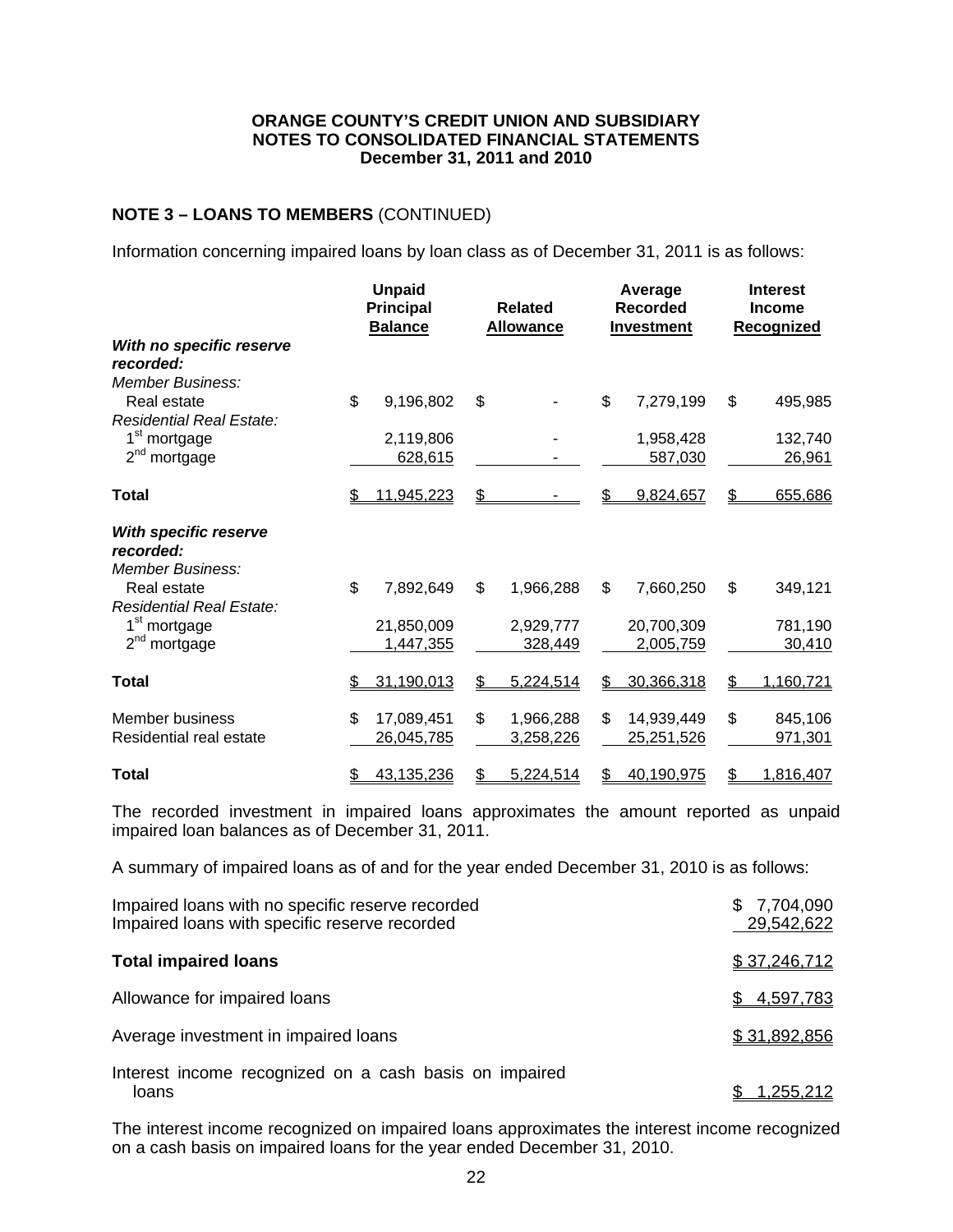**ORANGE COUNTY'S CREDIT UNION AND SUBSIDIARY**
**NOTES TO CONSOLIDATED FINANCIAL STATEMENTS**
**December 31, 2011 and 2010**

## NOTE 3 – LOANS TO MEMBERS (CONTINUED)

Information concerning impaired loans by loan class as of December 31, 2011 is as follows:

| | Unpaid Principal Balance | Related Allowance | Average Recorded Investment | Interest Income Recognized |
|---|---|---|---|---|
| ***With no specific reserve recorded:*** | | | | |
| *Member Business:* | | | | |
| Real estate | $ 9,196,802 | $ - | $ 7,279,199 | $ 495,985 |
| *Residential Real Estate:* | | | | |
| 1st mortgage | 2,119,806 | - | 1,958,428 | 132,740 |
| 2nd mortgage | 628,615 | - | 587,030 | 26,961 |
| **Total** | $ 11,945,223 | $ - | $ 9,824,657 | $ 655,686 |
| ***With specific reserve recorded:*** | | | | |
| *Member Business:* | | | | |
| Real estate | $ 7,892,649 | $ 1,966,288 | $ 7,660,250 | $ 349,121 |
| *Residential Real Estate:* | | | | |
| 1st mortgage | 21,850,009 | 2,929,777 | 20,700,309 | 781,190 |
| 2nd mortgage | 1,447,355 | 328,449 | 2,005,759 | 30,410 |
| **Total** | $ 31,190,013 | $ 5,224,514 | $ 30,366,318 | $ 1,160,721 |
| Member business | $ 17,089,451 | $ 1,966,288 | $ 14,939,449 | $ 845,106 |
| Residential real estate | 26,045,785 | 3,258,226 | 25,251,526 | 971,301 |
| **Total** | $ 43,135,236 | $ 5,224,514 | $ 40,190,975 | $ 1,816,407 |

The recorded investment in impaired loans approximates the amount reported as unpaid impaired loan balances as of December 31, 2011.

A summary of impaired loans as of and for the year ended December 31, 2010 is as follows:

| | |
|---|---|
| Impaired loans with no specific reserve recorded | $ 7,704,090 |
| Impaired loans with specific reserve recorded | 29,542,622 |
| **Total impaired loans** | $ 37,246,712 |
| Allowance for impaired loans | $ 4,597,783 |
| Average investment in impaired loans | $ 31,892,856 |
| Interest income recognized on a cash basis on impaired loans | $ 1,255,212 |

The interest income recognized on impaired loans approximates the interest income recognized on a cash basis on impaired loans for the year ended December 31, 2010.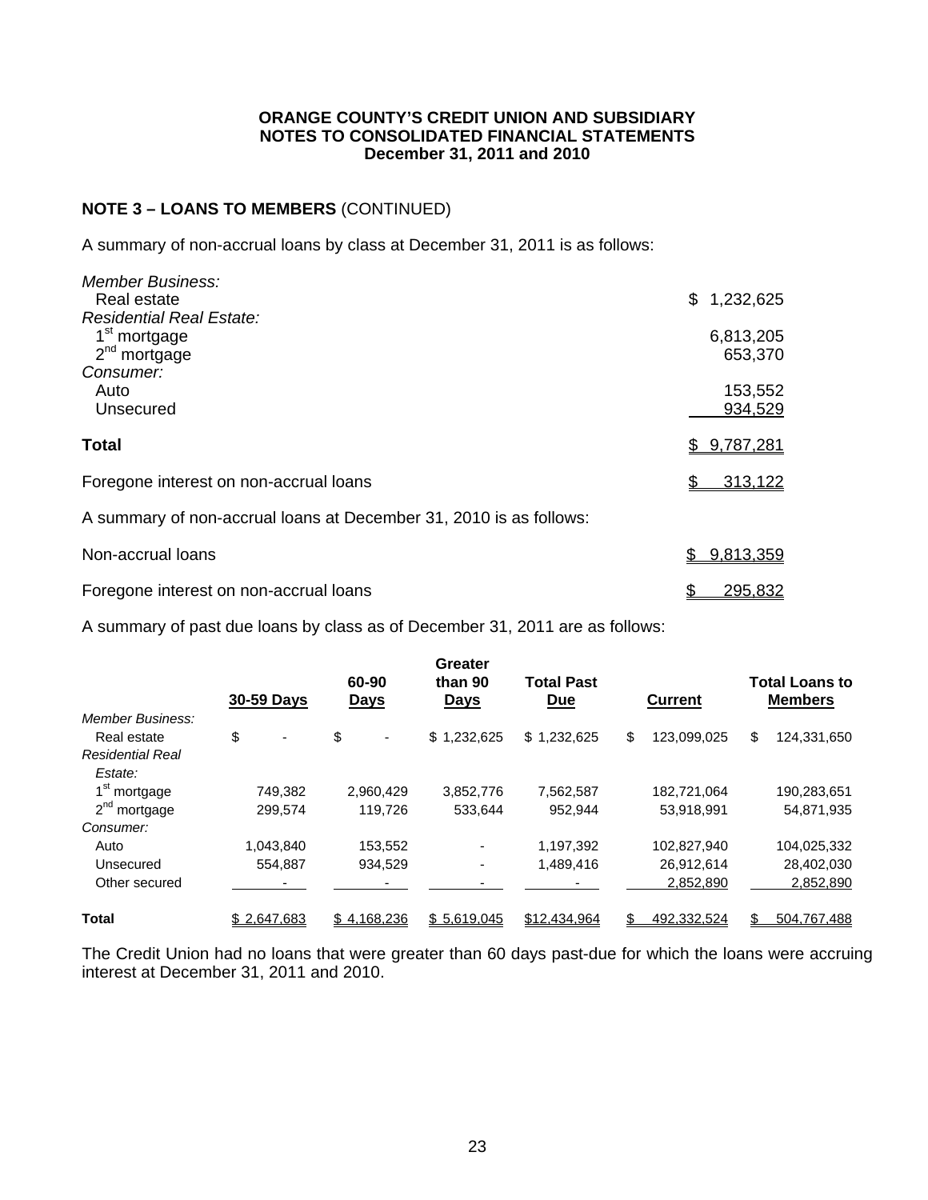## NOTE 3 – LOANS TO MEMBERS (CONTINUED)

A summary of non-accrual loans by class at December 31, 2011 is as follows:

| | |
|---|---|
| *Member Business:* | |
| Real estate | $ 1,232,625 |
| *Residential Real Estate:* | |
| 1st mortgage | 6,813,205 |
| 2nd mortgage | 653,370 |
| *Consumer:* | |
| Auto | 153,552 |
| Unsecured | 934,529 |
| **Total** | $ 9,787,281 |
| Foregone interest on non-accrual loans | $ 313,122 |

A summary of non-accrual loans at December 31, 2010 is as follows:

| | |
|---|---|
| Non-accrual loans | $ 9,813,359 |
| Foregone interest on non-accrual loans | $ 295,832 |

A summary of past due loans by class as of December 31, 2011 are as follows:

| | 30-59 Days | 60-90 Days | Greater than 90 Days | Total Past Due | Current | Total Loans to Members |
|---|---|---|---|---|---|---|
| *Member Business:* | | | | | | |
| Real estate | $ - | $ - | $ 1,232,625 | $ 1,232,625 | $ 123,099,025 | $ 124,331,650 |
| *Residential Real Estate:* | | | | | | |
| 1st mortgage | 749,382 | 2,960,429 | 3,852,776 | 7,562,587 | 182,721,064 | 190,283,651 |
| 2nd mortgage | 299,574 | 119,726 | 533,644 | 952,944 | 53,918,991 | 54,871,935 |
| *Consumer:* | | | | | | |
| Auto | 1,043,840 | 153,552 | - | 1,197,392 | 102,827,940 | 104,025,332 |
| Unsecured | 554,887 | 934,529 | - | 1,489,416 | 26,912,614 | 28,402,030 |
| Other secured | - | - | - | - | 2,852,890 | 2,852,890 |
| **Total** | $ 2,647,683 | $ 4,168,236 | $ 5,619,045 | $12,434,964 | $ 492,332,524 | $ 504,767,488 |

The Credit Union had no loans that were greater than 60 days past-due for which the loans were accruing interest at December 31, 2011 and 2010.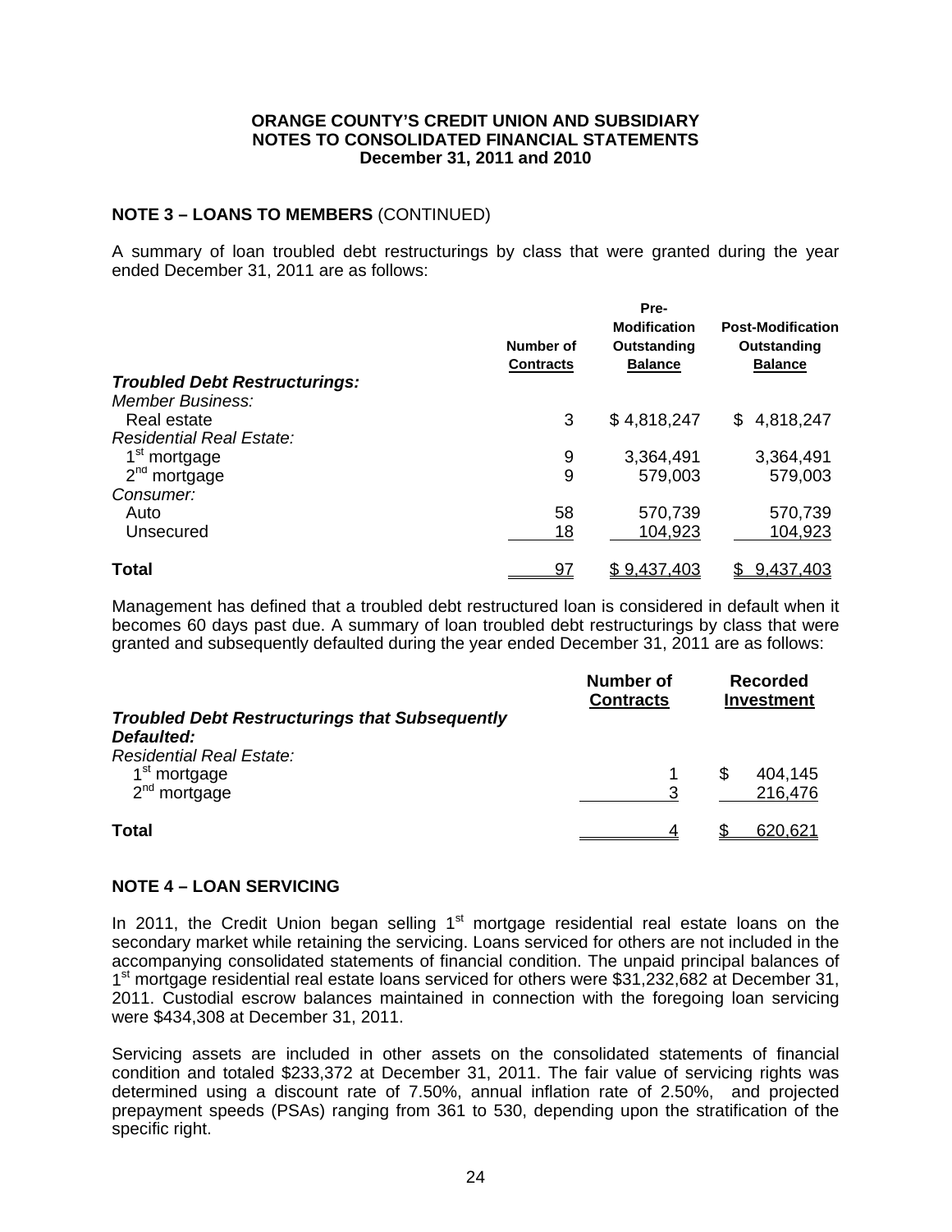## NOTE 3 – LOANS TO MEMBERS (CONTINUED)

A summary of loan troubled debt restructurings by class that were granted during the year ended December 31, 2011 are as follows:

| | Number of Contracts | Pre-Modification Outstanding Balance | Post-Modification Outstanding Balance |
|---|---|---|---|
| ***Troubled Debt Restructurings:*** | | | |
| *Member Business:* | | | |
| Real estate | 3 | $ 4,818,247 | $ 4,818,247 |
| *Residential Real Estate:* | | | |
| 1st mortgage | 9 | 3,364,491 | 3,364,491 |
| 2nd mortgage | 9 | 579,003 | 579,003 |
| *Consumer:* | | | |
| Auto | 58 | 570,739 | 570,739 |
| Unsecured | 18 | 104,923 | 104,923 |
| **Total** | 97 | $ 9,437,403 | $ 9,437,403 |

Management has defined that a troubled debt restructured loan is considered in default when it becomes 60 days past due. A summary of loan troubled debt restructurings by class that were granted and subsequently defaulted during the year ended December 31, 2011 are as follows:

| | Number of Contracts | Recorded Investment |
|---|---|---|
| ***Troubled Debt Restructurings that Subsequently Defaulted:*** | | |
| *Residential Real Estate:* | | |
| 1st mortgage | 1 | $ 404,145 |
| 2nd mortgage | 3 | 216,476 |
| **Total** | 4 | $ 620,621 |

## NOTE 4 – LOAN SERVICING

In 2011, the Credit Union began selling 1st mortgage residential real estate loans on the secondary market while retaining the servicing. Loans serviced for others are not included in the accompanying consolidated statements of financial condition. The unpaid principal balances of 1st mortgage residential real estate loans serviced for others were $31,232,682 at December 31, 2011. Custodial escrow balances maintained in connection with the foregoing loan servicing were $434,308 at December 31, 2011.

Servicing assets are included in other assets on the consolidated statements of financial condition and totaled $233,372 at December 31, 2011. The fair value of servicing rights was determined using a discount rate of 7.50%, annual inflation rate of 2.50%, and projected prepayment speeds (PSAs) ranging from 361 to 530, depending upon the stratification of the specific right.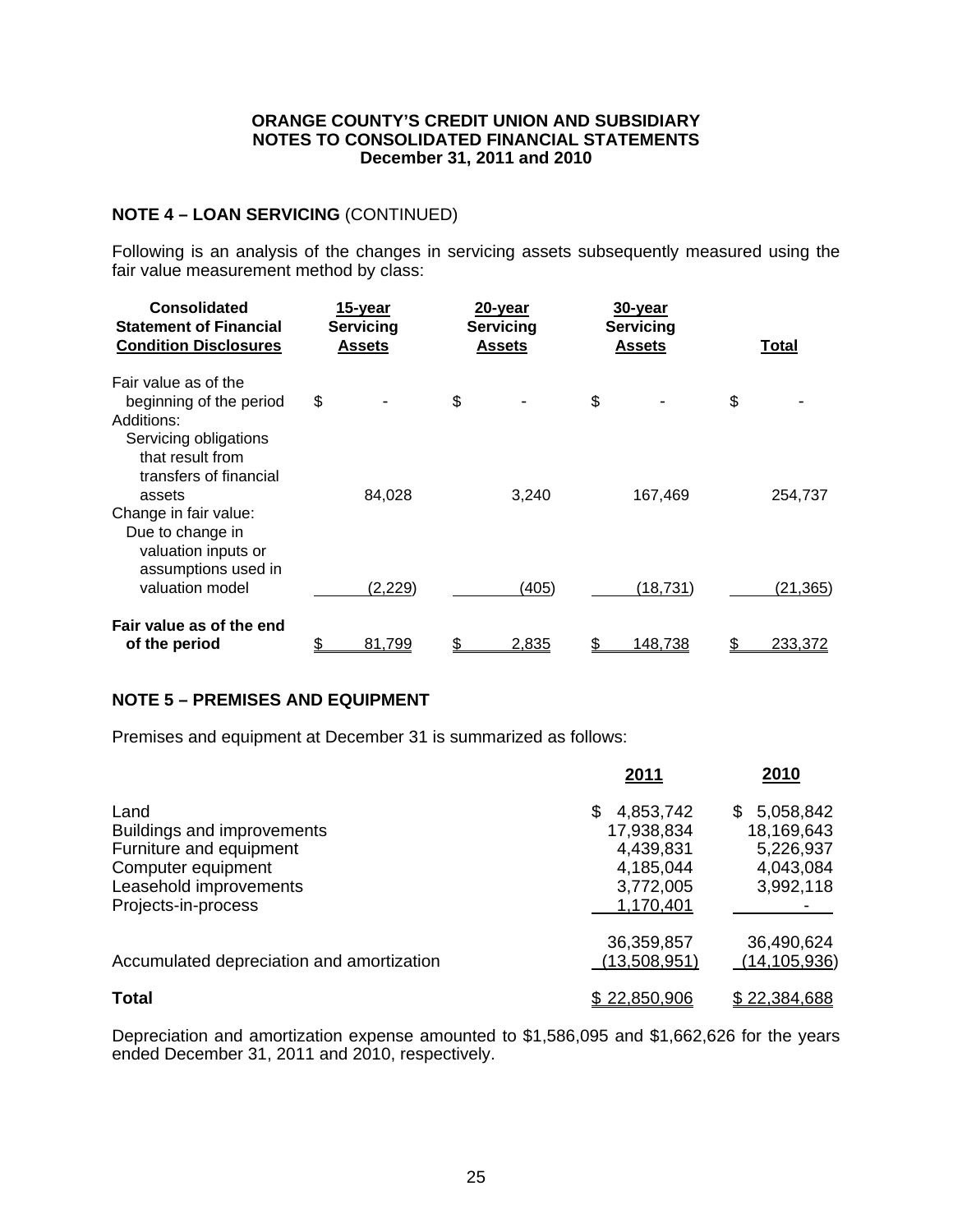### NOTE 4 – LOAN SERVICING (CONTINUED)

Following is an analysis of the changes in servicing assets subsequently measured using the fair value measurement method by class:

| Consolidated Statement of Financial Condition Disclosures | 15-year Servicing Assets | 20-year Servicing Assets | 30-year Servicing Assets | Total |
|---|---|---|---|---|
| Fair value as of the beginning of the period | $ - | $ - | $ - | $ - |
| Additions: | | | | |
| Servicing obligations that result from transfers of financial assets | 84,028 | 3,240 | 167,469 | 254,737 |
| Change in fair value: | | | | |
| Due to change in valuation inputs or assumptions used in valuation model | (2,229) | (405) | (18,731) | (21,365) |
| **Fair value as of the end of the period** | $ 81,799 | $ 2,835 | $ 148,738 | $ 233,372 |

### NOTE 5 – PREMISES AND EQUIPMENT

Premises and equipment at December 31 is summarized as follows:

| | 2011 | 2010 |
|---|---|---|
| Land | $ 4,853,742 | $ 5,058,842 |
| Buildings and improvements | 17,938,834 | 18,169,643 |
| Furniture and equipment | 4,439,831 | 5,226,937 |
| Computer equipment | 4,185,044 | 4,043,084 |
| Leasehold improvements | 3,772,005 | 3,992,118 |
| Projects-in-process | 1,170,401 | - |
| | 36,359,857 | 36,490,624 |
| Accumulated depreciation and amortization | (13,508,951) | (14,105,936) |
| **Total** | $ 22,850,906 | $ 22,384,688 |

Depreciation and amortization expense amounted to $1,586,095 and $1,662,626 for the years ended December 31, 2011 and 2010, respectively.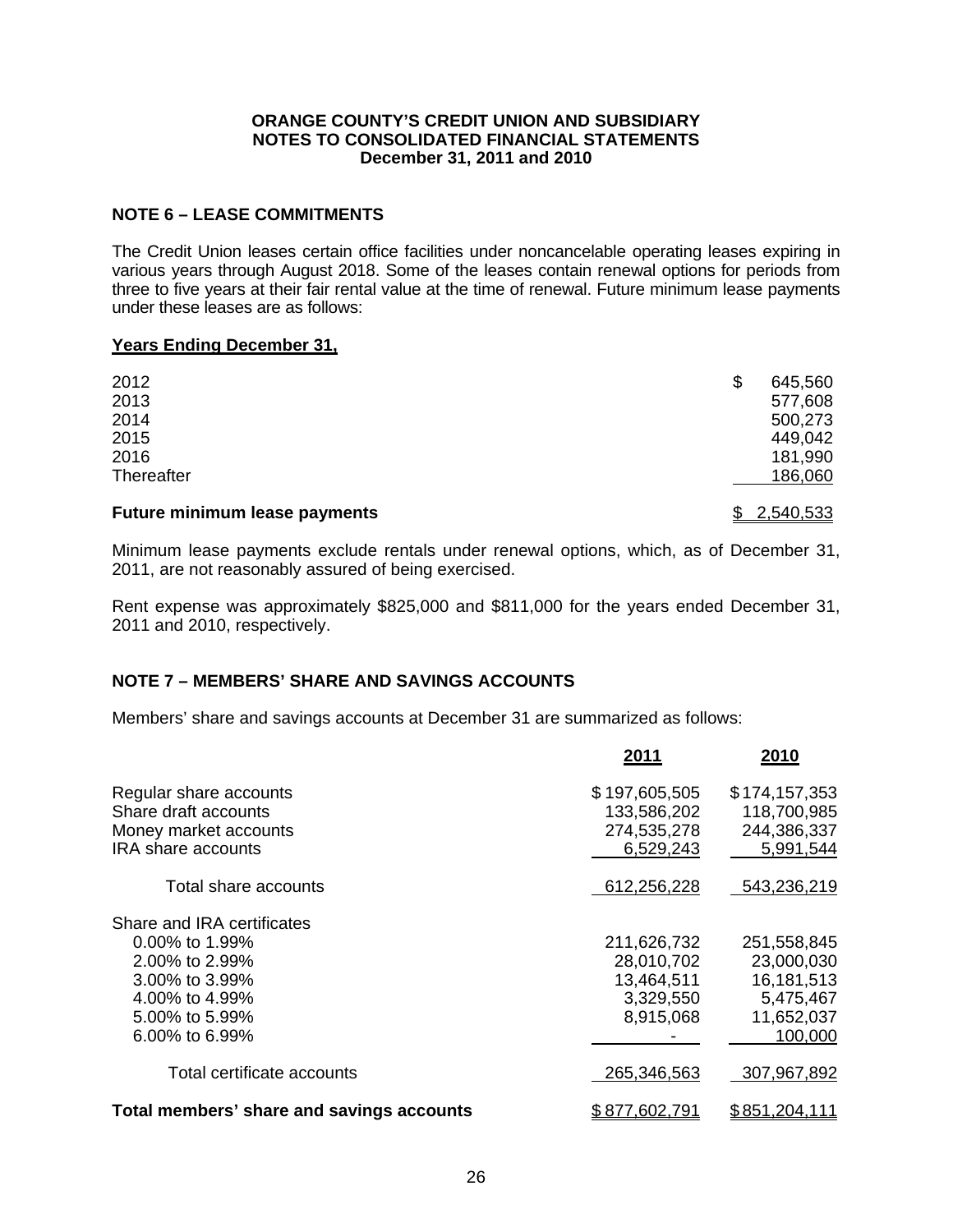**ORANGE COUNTY'S CREDIT UNION AND SUBSIDIARY**
**NOTES TO CONSOLIDATED FINANCIAL STATEMENTS**
**December 31, 2011 and 2010**

## NOTE 6 – LEASE COMMITMENTS

The Credit Union leases certain office facilities under noncancelable operating leases expiring in various years through August 2018. Some of the leases contain renewal options for periods from three to five years at their fair rental value at the time of renewal. Future minimum lease payments under these leases are as follows:

| **Years Ending December 31,** | |
|---|---|
| 2012 | $ 645,560 |
| 2013 | 577,608 |
| 2014 | 500,273 |
| 2015 | 449,042 |
| 2016 | 181,990 |
| Thereafter | 186,060 |
| **Future minimum lease payments** | $ 2,540,533 |

Minimum lease payments exclude rentals under renewal options, which, as of December 31, 2011, are not reasonably assured of being exercised.

Rent expense was approximately $825,000 and $811,000 for the years ended December 31, 2011 and 2010, respectively.

## NOTE 7 – MEMBERS' SHARE AND SAVINGS ACCOUNTS

Members' share and savings accounts at December 31 are summarized as follows:

| | 2011 | 2010 |
|---|---|---|
| Regular share accounts | $ 197,605,505 | $ 174,157,353 |
| Share draft accounts | 133,586,202 | 118,700,985 |
| Money market accounts | 274,535,278 | 244,386,337 |
| IRA share accounts | 6,529,243 | 5,991,544 |
| Total share accounts | 612,256,228 | 543,236,219 |
| Share and IRA certificates | | |
| 0.00% to 1.99% | 211,626,732 | 251,558,845 |
| 2.00% to 2.99% | 28,010,702 | 23,000,030 |
| 3.00% to 3.99% | 13,464,511 | 16,181,513 |
| 4.00% to 4.99% | 3,329,550 | 5,475,467 |
| 5.00% to 5.99% | 8,915,068 | 11,652,037 |
| 6.00% to 6.99% | - | 100,000 |
| Total certificate accounts | 265,346,563 | 307,967,892 |
| **Total members' share and savings accounts** | $ 877,602,791 | $ 851,204,111 |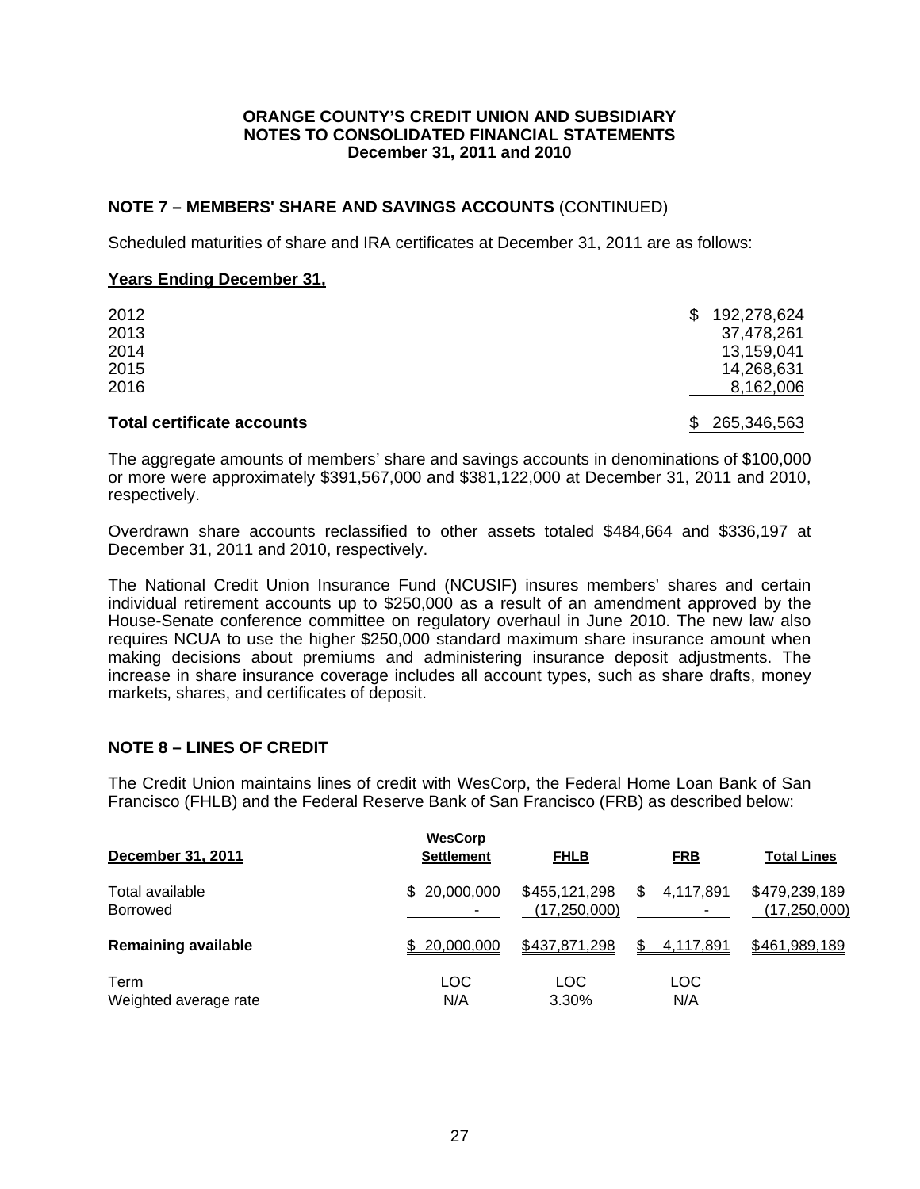**ORANGE COUNTY'S CREDIT UNION AND SUBSIDIARY**
**NOTES TO CONSOLIDATED FINANCIAL STATEMENTS**
**December 31, 2011 and 2010**

## NOTE 7 – MEMBERS' SHARE AND SAVINGS ACCOUNTS (CONTINUED)

Scheduled maturities of share and IRA certificates at December 31, 2011 are as follows:

| **Years Ending December 31,** | |
|---|---|
| 2012 | $ 192,278,624 |
| 2013 | 37,478,261 |
| 2014 | 13,159,041 |
| 2015 | 14,268,631 |
| 2016 | 8,162,006 |
| **Total certificate accounts** | $ 265,346,563 |

The aggregate amounts of members' share and savings accounts in denominations of $100,000 or more were approximately $391,567,000 and $381,122,000 at December 31, 2011 and 2010, respectively.

Overdrawn share accounts reclassified to other assets totaled $484,664 and $336,197 at December 31, 2011 and 2010, respectively.

The National Credit Union Insurance Fund (NCUSIF) insures members' shares and certain individual retirement accounts up to $250,000 as a result of an amendment approved by the House-Senate conference committee on regulatory overhaul in June 2010. The new law also requires NCUA to use the higher $250,000 standard maximum share insurance amount when making decisions about premiums and administering insurance deposit adjustments. The increase in share insurance coverage includes all account types, such as share drafts, money markets, shares, and certificates of deposit.

## NOTE 8 – LINES OF CREDIT

The Credit Union maintains lines of credit with WesCorp, the Federal Home Loan Bank of San Francisco (FHLB) and the Federal Reserve Bank of San Francisco (FRB) as described below:

| December 31, 2011 | WesCorp Settlement | FHLB | FRB | Total Lines |
|---|---|---|---|---|
| Total available | $ 20,000,000 | $455,121,298 | $ 4,117,891 | $479,239,189 |
| Borrowed | - | (17,250,000) | - | (17,250,000) |
| **Remaining available** | $ 20,000,000 | $437,871,298 | $ 4,117,891 | $461,989,189 |
| Term | LOC | LOC | LOC | |
| Weighted average rate | N/A | 3.30% | N/A | |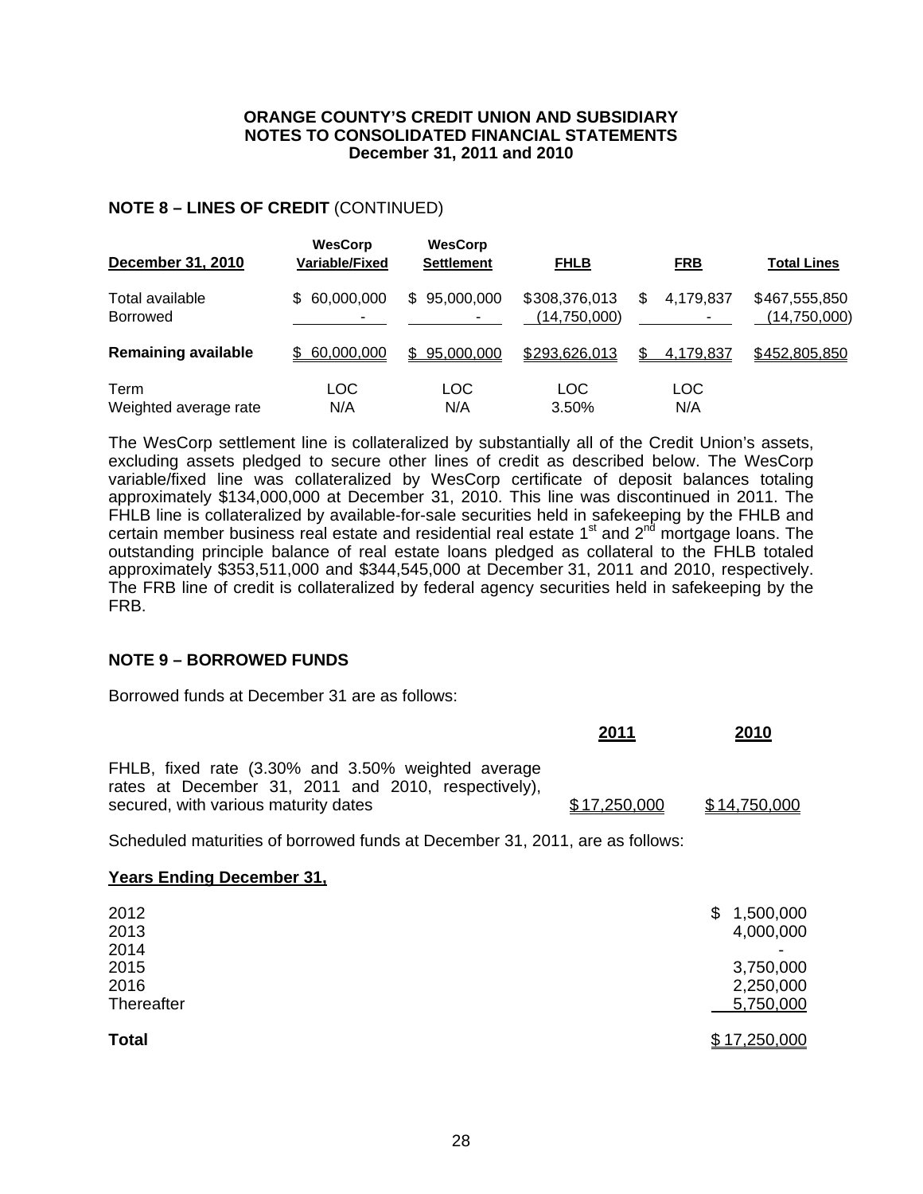**ORANGE COUNTY'S CREDIT UNION AND SUBSIDIARY**
**NOTES TO CONSOLIDATED FINANCIAL STATEMENTS**
**December 31, 2011 and 2010**

## NOTE 8 – LINES OF CREDIT (CONTINUED)

| December 31, 2010 | WesCorp Variable/Fixed | WesCorp Settlement | FHLB | FRB | Total Lines |
|---|---|---|---|---|---|
| Total available | $ 60,000,000 | $ 95,000,000 | $308,376,013 | $ 4,179,837 | $467,555,850 |
| Borrowed | - | - | (14,750,000) | - | (14,750,000) |
| **Remaining available** | $ 60,000,000 | $ 95,000,000 | $293,626,013 | $ 4,179,837 | $452,805,850 |
| Term | LOC | LOC | LOC | LOC | |
| Weighted average rate | N/A | N/A | 3.50% | N/A | |

The WesCorp settlement line is collateralized by substantially all of the Credit Union's assets, excluding assets pledged to secure other lines of credit as described below. The WesCorp variable/fixed line was collateralized by WesCorp certificate of deposit balances totaling approximately $134,000,000 at December 31, 2010. This line was discontinued in 2011. The FHLB line is collateralized by available-for-sale securities held in safekeeping by the FHLB and certain member business real estate and residential real estate 1st and 2nd mortgage loans. The outstanding principle balance of real estate loans pledged as collateral to the FHLB totaled approximately $353,511,000 and $344,545,000 at December 31, 2011 and 2010, respectively. The FRB line of credit is collateralized by federal agency securities held in safekeeping by the FRB.

## NOTE 9 – BORROWED FUNDS

Borrowed funds at December 31 are as follows:

| | 2011 | 2010 |
|---|---|---|
| FHLB, fixed rate (3.30% and 3.50% weighted average rates at December 31, 2011 and 2010, respectively), secured, with various maturity dates | $17,250,000 | $14,750,000 |

Scheduled maturities of borrowed funds at December 31, 2011, are as follows:

| **Years Ending December 31,** | |
|---|---|
| 2012 | $ 1,500,000 |
| 2013 | 4,000,000 |
| 2014 | - |
| 2015 | 3,750,000 |
| 2016 | 2,250,000 |
| Thereafter | 5,750,000 |
| **Total** | $17,250,000 |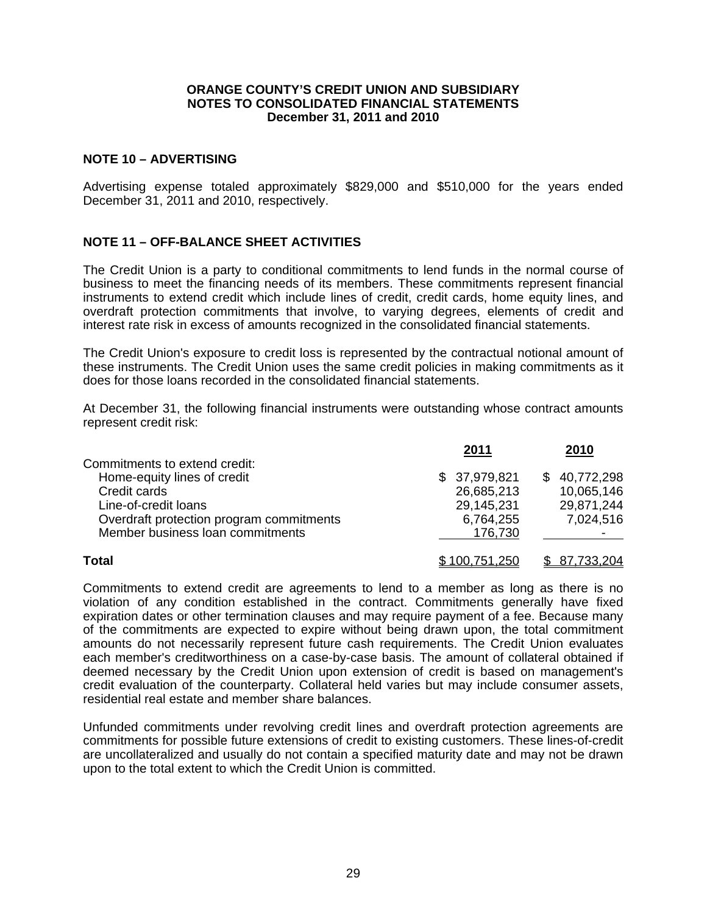**ORANGE COUNTY'S CREDIT UNION AND SUBSIDIARY**
**NOTES TO CONSOLIDATED FINANCIAL STATEMENTS**
**December 31, 2011 and 2010**

## NOTE 10 – ADVERTISING

Advertising expense totaled approximately $829,000 and $510,000 for the years ended December 31, 2011 and 2010, respectively.

## NOTE 11 – OFF-BALANCE SHEET ACTIVITIES

The Credit Union is a party to conditional commitments to lend funds in the normal course of business to meet the financing needs of its members. These commitments represent financial instruments to extend credit which include lines of credit, credit cards, home equity lines, and overdraft protection commitments that involve, to varying degrees, elements of credit and interest rate risk in excess of amounts recognized in the consolidated financial statements.

The Credit Union's exposure to credit loss is represented by the contractual notional amount of these instruments. The Credit Union uses the same credit policies in making commitments as it does for those loans recorded in the consolidated financial statements.

At December 31, the following financial instruments were outstanding whose contract amounts represent credit risk:

| | 2011 | 2010 |
|---|---|---|
| Commitments to extend credit: | | |
| Home-equity lines of credit | $ 37,979,821 | $ 40,772,298 |
| Credit cards | 26,685,213 | 10,065,146 |
| Line-of-credit loans | 29,145,231 | 29,871,244 |
| Overdraft protection program commitments | 6,764,255 | 7,024,516 |
| Member business loan commitments | 176,730 | - |
| **Total** | $ 100,751,250 | $ 87,733,204 |

Commitments to extend credit are agreements to lend to a member as long as there is no violation of any condition established in the contract. Commitments generally have fixed expiration dates or other termination clauses and may require payment of a fee. Because many of the commitments are expected to expire without being drawn upon, the total commitment amounts do not necessarily represent future cash requirements. The Credit Union evaluates each member's creditworthiness on a case-by-case basis. The amount of collateral obtained if deemed necessary by the Credit Union upon extension of credit is based on management's credit evaluation of the counterparty. Collateral held varies but may include consumer assets, residential real estate and member share balances.

Unfunded commitments under revolving credit lines and overdraft protection agreements are commitments for possible future extensions of credit to existing customers. These lines-of-credit are uncollateralized and usually do not contain a specified maturity date and may not be drawn upon to the total extent to which the Credit Union is committed.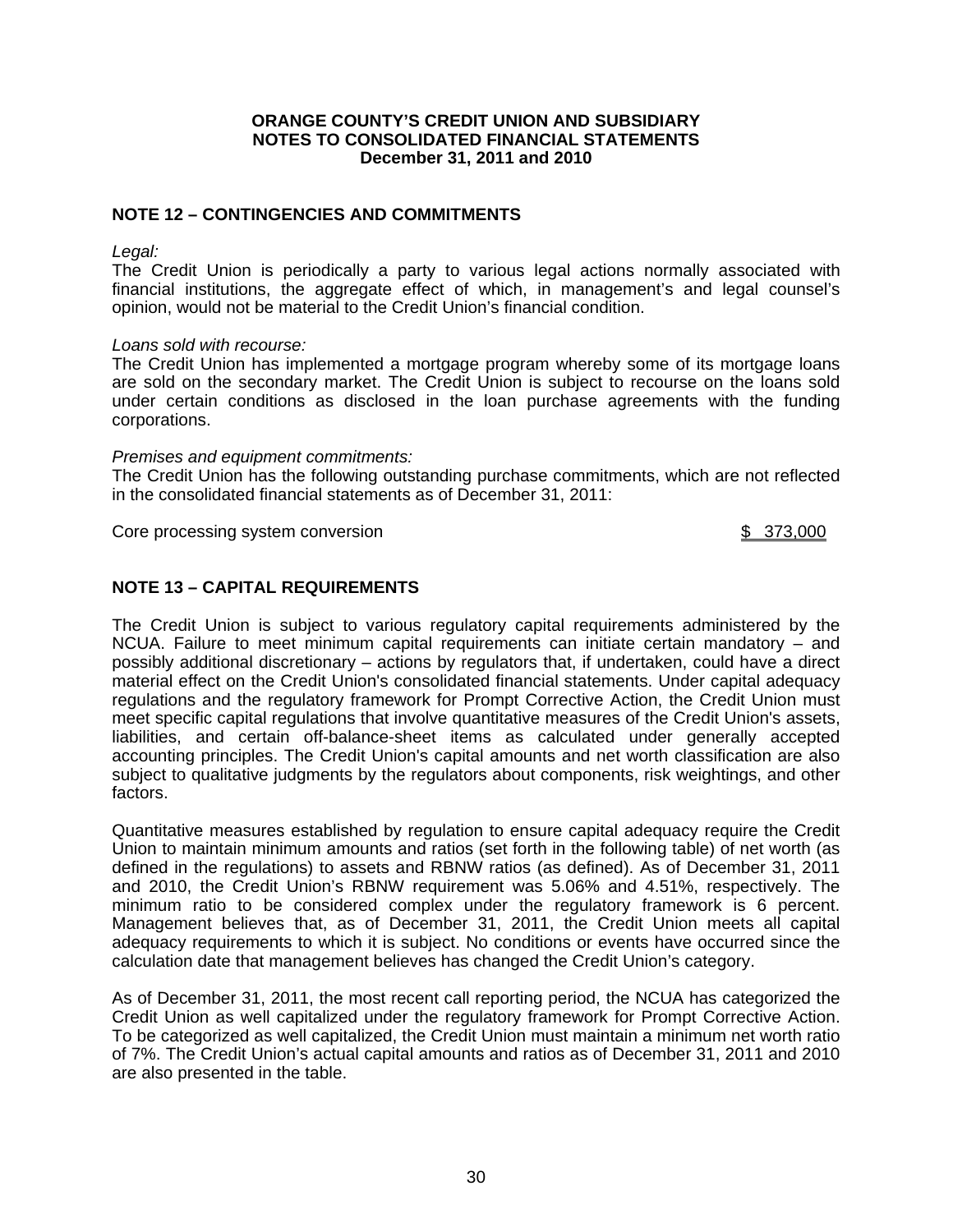**ORANGE COUNTY'S CREDIT UNION AND SUBSIDIARY**
**NOTES TO CONSOLIDATED FINANCIAL STATEMENTS**
**December 31, 2011 and 2010**

## NOTE 12 – CONTINGENCIES AND COMMITMENTS

*Legal:*
The Credit Union is periodically a party to various legal actions normally associated with financial institutions, the aggregate effect of which, in management's and legal counsel's opinion, would not be material to the Credit Union's financial condition.

*Loans sold with recourse:*
The Credit Union has implemented a mortgage program whereby some of its mortgage loans are sold on the secondary market. The Credit Union is subject to recourse on the loans sold under certain conditions as disclosed in the loan purchase agreements with the funding corporations.

*Premises and equipment commitments:*
The Credit Union has the following outstanding purchase commitments, which are not reflected in the consolidated financial statements as of December 31, 2011:

| | |
|---|---|
| Core processing system conversion | $ 373,000 |

## NOTE 13 – CAPITAL REQUIREMENTS

The Credit Union is subject to various regulatory capital requirements administered by the NCUA. Failure to meet minimum capital requirements can initiate certain mandatory – and possibly additional discretionary – actions by regulators that, if undertaken, could have a direct material effect on the Credit Union's consolidated financial statements. Under capital adequacy regulations and the regulatory framework for Prompt Corrective Action, the Credit Union must meet specific capital regulations that involve quantitative measures of the Credit Union's assets, liabilities, and certain off-balance-sheet items as calculated under generally accepted accounting principles. The Credit Union's capital amounts and net worth classification are also subject to qualitative judgments by the regulators about components, risk weightings, and other factors.

Quantitative measures established by regulation to ensure capital adequacy require the Credit Union to maintain minimum amounts and ratios (set forth in the following table) of net worth (as defined in the regulations) to assets and RBNW ratios (as defined). As of December 31, 2011 and 2010, the Credit Union's RBNW requirement was 5.06% and 4.51%, respectively. The minimum ratio to be considered complex under the regulatory framework is 6 percent. Management believes that, as of December 31, 2011, the Credit Union meets all capital adequacy requirements to which it is subject. No conditions or events have occurred since the calculation date that management believes has changed the Credit Union's category.

As of December 31, 2011, the most recent call reporting period, the NCUA has categorized the Credit Union as well capitalized under the regulatory framework for Prompt Corrective Action. To be categorized as well capitalized, the Credit Union must maintain a minimum net worth ratio of 7%. The Credit Union's actual capital amounts and ratios as of December 31, 2011 and 2010 are also presented in the table.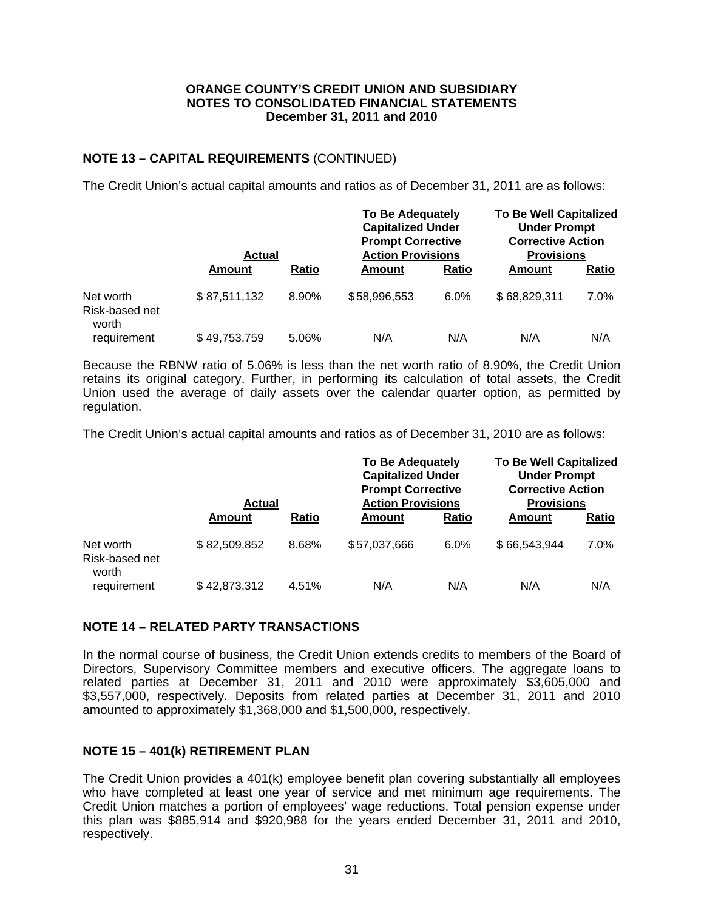**ORANGE COUNTY'S CREDIT UNION AND SUBSIDIARY**
**NOTES TO CONSOLIDATED FINANCIAL STATEMENTS**
**December 31, 2011 and 2010**

## NOTE 13 – CAPITAL REQUIREMENTS (CONTINUED)

The Credit Union's actual capital amounts and ratios as of December 31, 2011 are as follows:

| | Actual | | To Be Adequately Capitalized Under Prompt Corrective Action Provisions | | To Be Well Capitalized Under Prompt Corrective Action Provisions | |
|---|---|---|---|---|---|---|
| | **Amount** | **Ratio** | **Amount** | **Ratio** | **Amount** | **Ratio** |
| Net worth | $ 87,511,132 | 8.90% | $ 58,996,553 | 6.0% | $ 68,829,311 | 7.0% |
| Risk-based net worth requirement | $ 49,753,759 | 5.06% | N/A | N/A | N/A | N/A |

Because the RBNW ratio of 5.06% is less than the net worth ratio of 8.90%, the Credit Union retains its original category. Further, in performing its calculation of total assets, the Credit Union used the average of daily assets over the calendar quarter option, as permitted by regulation.

The Credit Union's actual capital amounts and ratios as of December 31, 2010 are as follows:

| | Actual | | To Be Adequately Capitalized Under Prompt Corrective Action Provisions | | To Be Well Capitalized Under Prompt Corrective Action Provisions | |
|---|---|---|---|---|---|---|
| | **Amount** | **Ratio** | **Amount** | **Ratio** | **Amount** | **Ratio** |
| Net worth | $ 82,509,852 | 8.68% | $ 57,037,666 | 6.0% | $ 66,543,944 | 7.0% |
| Risk-based net worth requirement | $ 42,873,312 | 4.51% | N/A | N/A | N/A | N/A |

## NOTE 14 – RELATED PARTY TRANSACTIONS

In the normal course of business, the Credit Union extends credits to members of the Board of Directors, Supervisory Committee members and executive officers. The aggregate loans to related parties at December 31, 2011 and 2010 were approximately $3,605,000 and $3,557,000, respectively. Deposits from related parties at December 31, 2011 and 2010 amounted to approximately $1,368,000 and $1,500,000, respectively.

## NOTE 15 – 401(k) RETIREMENT PLAN

The Credit Union provides a 401(k) employee benefit plan covering substantially all employees who have completed at least one year of service and met minimum age requirements. The Credit Union matches a portion of employees' wage reductions. Total pension expense under this plan was $885,914 and $920,988 for the years ended December 31, 2011 and 2010, respectively.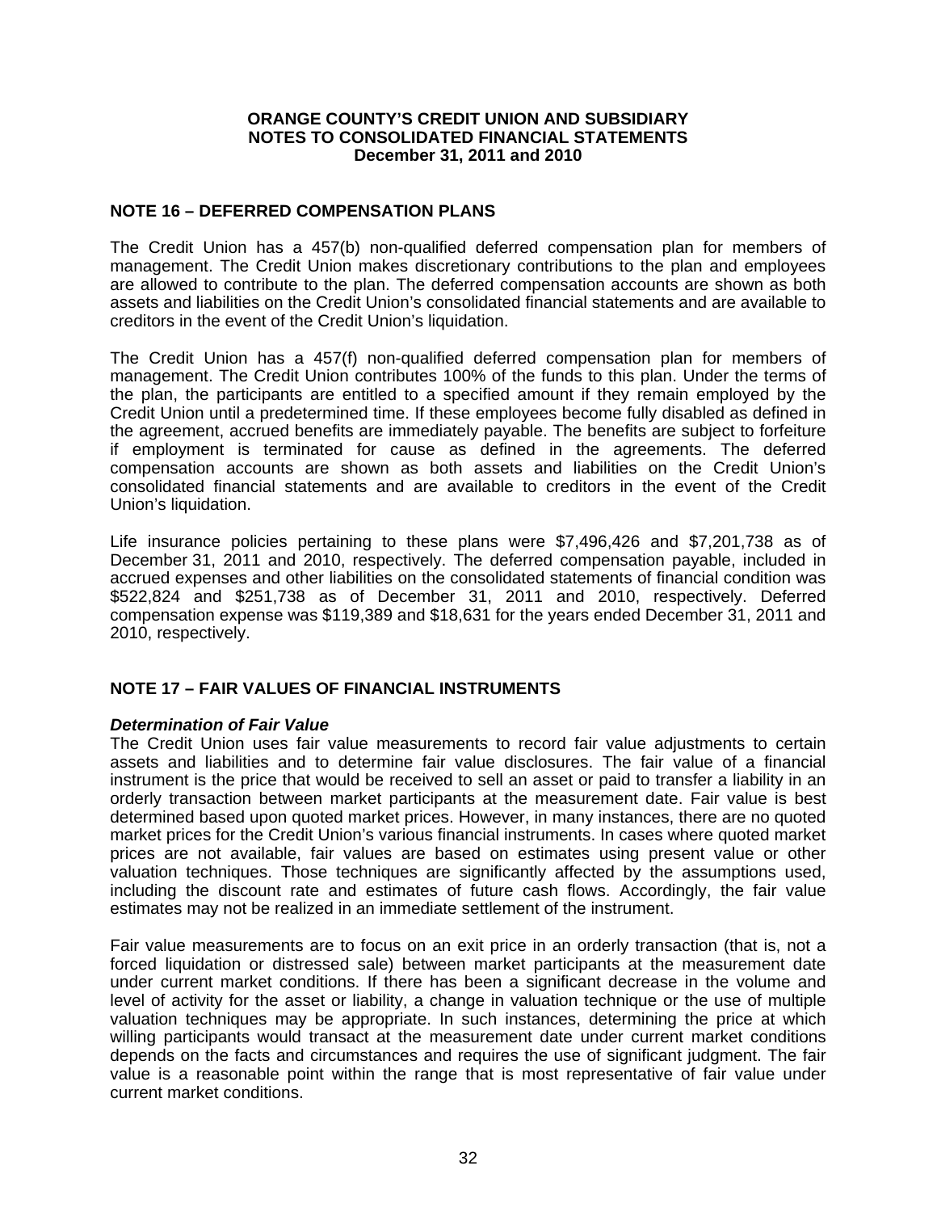## NOTE 16 – DEFERRED COMPENSATION PLANS

The Credit Union has a 457(b) non-qualified deferred compensation plan for members of management. The Credit Union makes discretionary contributions to the plan and employees are allowed to contribute to the plan. The deferred compensation accounts are shown as both assets and liabilities on the Credit Union's consolidated financial statements and are available to creditors in the event of the Credit Union's liquidation.

The Credit Union has a 457(f) non-qualified deferred compensation plan for members of management. The Credit Union contributes 100% of the funds to this plan. Under the terms of the plan, the participants are entitled to a specified amount if they remain employed by the Credit Union until a predetermined time. If these employees become fully disabled as defined in the agreement, accrued benefits are immediately payable. The benefits are subject to forfeiture if employment is terminated for cause as defined in the agreements. The deferred compensation accounts are shown as both assets and liabilities on the Credit Union's consolidated financial statements and are available to creditors in the event of the Credit Union's liquidation.

Life insurance policies pertaining to these plans were $7,496,426 and $7,201,738 as of December 31, 2011 and 2010, respectively. The deferred compensation payable, included in accrued expenses and other liabilities on the consolidated statements of financial condition was $522,824 and $251,738 as of December 31, 2011 and 2010, respectively. Deferred compensation expense was $119,389 and $18,631 for the years ended December 31, 2011 and 2010, respectively.

## NOTE 17 – FAIR VALUES OF FINANCIAL INSTRUMENTS

***Determination of Fair Value***

The Credit Union uses fair value measurements to record fair value adjustments to certain assets and liabilities and to determine fair value disclosures. The fair value of a financial instrument is the price that would be received to sell an asset or paid to transfer a liability in an orderly transaction between market participants at the measurement date. Fair value is best determined based upon quoted market prices. However, in many instances, there are no quoted market prices for the Credit Union's various financial instruments. In cases where quoted market prices are not available, fair values are based on estimates using present value or other valuation techniques. Those techniques are significantly affected by the assumptions used, including the discount rate and estimates of future cash flows. Accordingly, the fair value estimates may not be realized in an immediate settlement of the instrument.

Fair value measurements are to focus on an exit price in an orderly transaction (that is, not a forced liquidation or distressed sale) between market participants at the measurement date under current market conditions. If there has been a significant decrease in the volume and level of activity for the asset or liability, a change in valuation technique or the use of multiple valuation techniques may be appropriate. In such instances, determining the price at which willing participants would transact at the measurement date under current market conditions depends on the facts and circumstances and requires the use of significant judgment. The fair value is a reasonable point within the range that is most representative of fair value under current market conditions.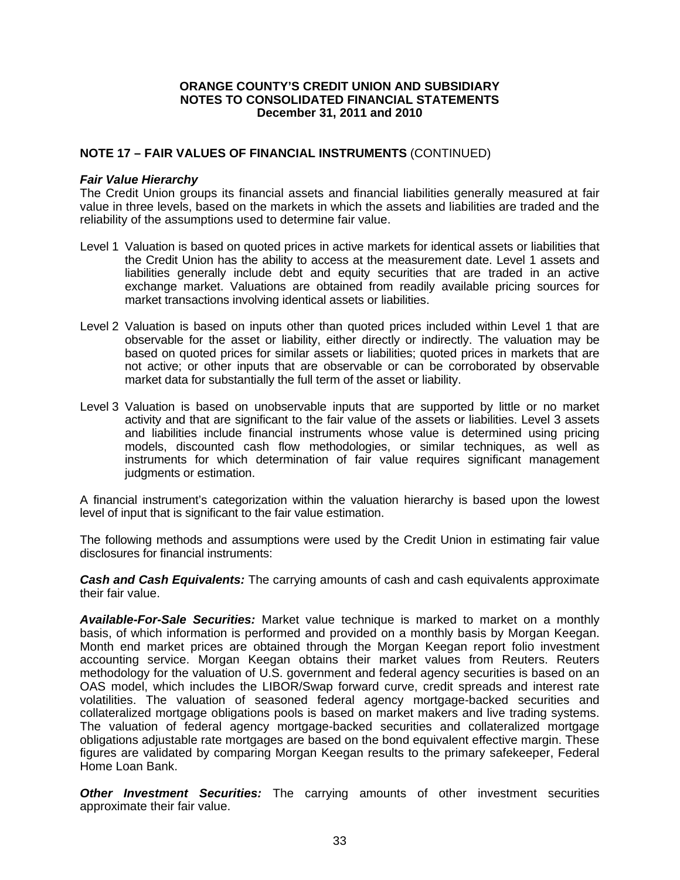## NOTE 17 – FAIR VALUES OF FINANCIAL INSTRUMENTS (CONTINUED)

***Fair Value Hierarchy***

The Credit Union groups its financial assets and financial liabilities generally measured at fair value in three levels, based on the markets in which the assets and liabilities are traded and the reliability of the assumptions used to determine fair value.

Level 1 Valuation is based on quoted prices in active markets for identical assets or liabilities that the Credit Union has the ability to access at the measurement date. Level 1 assets and liabilities generally include debt and equity securities that are traded in an active exchange market. Valuations are obtained from readily available pricing sources for market transactions involving identical assets or liabilities.

Level 2 Valuation is based on inputs other than quoted prices included within Level 1 that are observable for the asset or liability, either directly or indirectly. The valuation may be based on quoted prices for similar assets or liabilities; quoted prices in markets that are not active; or other inputs that are observable or can be corroborated by observable market data for substantially the full term of the asset or liability.

Level 3 Valuation is based on unobservable inputs that are supported by little or no market activity and that are significant to the fair value of the assets or liabilities. Level 3 assets and liabilities include financial instruments whose value is determined using pricing models, discounted cash flow methodologies, or similar techniques, as well as instruments for which determination of fair value requires significant management judgments or estimation.

A financial instrument's categorization within the valuation hierarchy is based upon the lowest level of input that is significant to the fair value estimation.

The following methods and assumptions were used by the Credit Union in estimating fair value disclosures for financial instruments:

***Cash and Cash Equivalents:*** The carrying amounts of cash and cash equivalents approximate their fair value.

***Available-For-Sale Securities:*** Market value technique is marked to market on a monthly basis, of which information is performed and provided on a monthly basis by Morgan Keegan. Month end market prices are obtained through the Morgan Keegan report folio investment accounting service. Morgan Keegan obtains their market values from Reuters. Reuters methodology for the valuation of U.S. government and federal agency securities is based on an OAS model, which includes the LIBOR/Swap forward curve, credit spreads and interest rate volatilities. The valuation of seasoned federal agency mortgage-backed securities and collateralized mortgage obligations pools is based on market makers and live trading systems. The valuation of federal agency mortgage-backed securities and collateralized mortgage obligations adjustable rate mortgages are based on the bond equivalent effective margin. These figures are validated by comparing Morgan Keegan results to the primary safekeeper, Federal Home Loan Bank.

***Other Investment Securities:*** The carrying amounts of other investment securities approximate their fair value.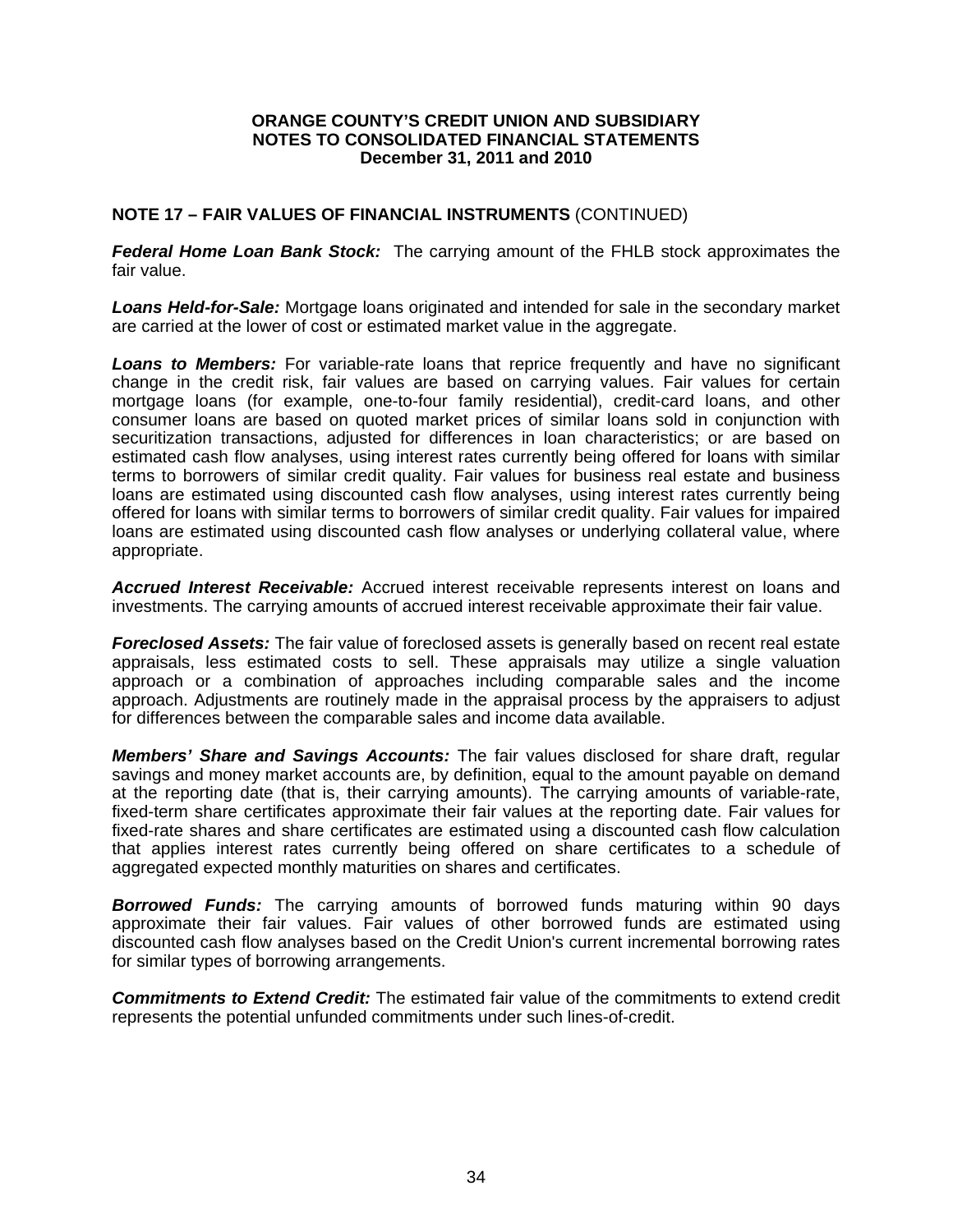## NOTE 17 – FAIR VALUES OF FINANCIAL INSTRUMENTS (CONTINUED)

***Federal Home Loan Bank Stock:*** The carrying amount of the FHLB stock approximates the fair value.

***Loans Held-for-Sale:*** Mortgage loans originated and intended for sale in the secondary market are carried at the lower of cost or estimated market value in the aggregate.

***Loans to Members:*** For variable-rate loans that reprice frequently and have no significant change in the credit risk, fair values are based on carrying values. Fair values for certain mortgage loans (for example, one-to-four family residential), credit-card loans, and other consumer loans are based on quoted market prices of similar loans sold in conjunction with securitization transactions, adjusted for differences in loan characteristics; or are based on estimated cash flow analyses, using interest rates currently being offered for loans with similar terms to borrowers of similar credit quality. Fair values for business real estate and business loans are estimated using discounted cash flow analyses, using interest rates currently being offered for loans with similar terms to borrowers of similar credit quality. Fair values for impaired loans are estimated using discounted cash flow analyses or underlying collateral value, where appropriate.

***Accrued Interest Receivable:*** Accrued interest receivable represents interest on loans and investments. The carrying amounts of accrued interest receivable approximate their fair value.

***Foreclosed Assets:*** The fair value of foreclosed assets is generally based on recent real estate appraisals, less estimated costs to sell. These appraisals may utilize a single valuation approach or a combination of approaches including comparable sales and the income approach. Adjustments are routinely made in the appraisal process by the appraisers to adjust for differences between the comparable sales and income data available.

***Members' Share and Savings Accounts:*** The fair values disclosed for share draft, regular savings and money market accounts are, by definition, equal to the amount payable on demand at the reporting date (that is, their carrying amounts). The carrying amounts of variable-rate, fixed-term share certificates approximate their fair values at the reporting date. Fair values for fixed-rate shares and share certificates are estimated using a discounted cash flow calculation that applies interest rates currently being offered on share certificates to a schedule of aggregated expected monthly maturities on shares and certificates.

***Borrowed Funds:*** The carrying amounts of borrowed funds maturing within 90 days approximate their fair values. Fair values of other borrowed funds are estimated using discounted cash flow analyses based on the Credit Union's current incremental borrowing rates for similar types of borrowing arrangements.

***Commitments to Extend Credit:*** The estimated fair value of the commitments to extend credit represents the potential unfunded commitments under such lines-of-credit.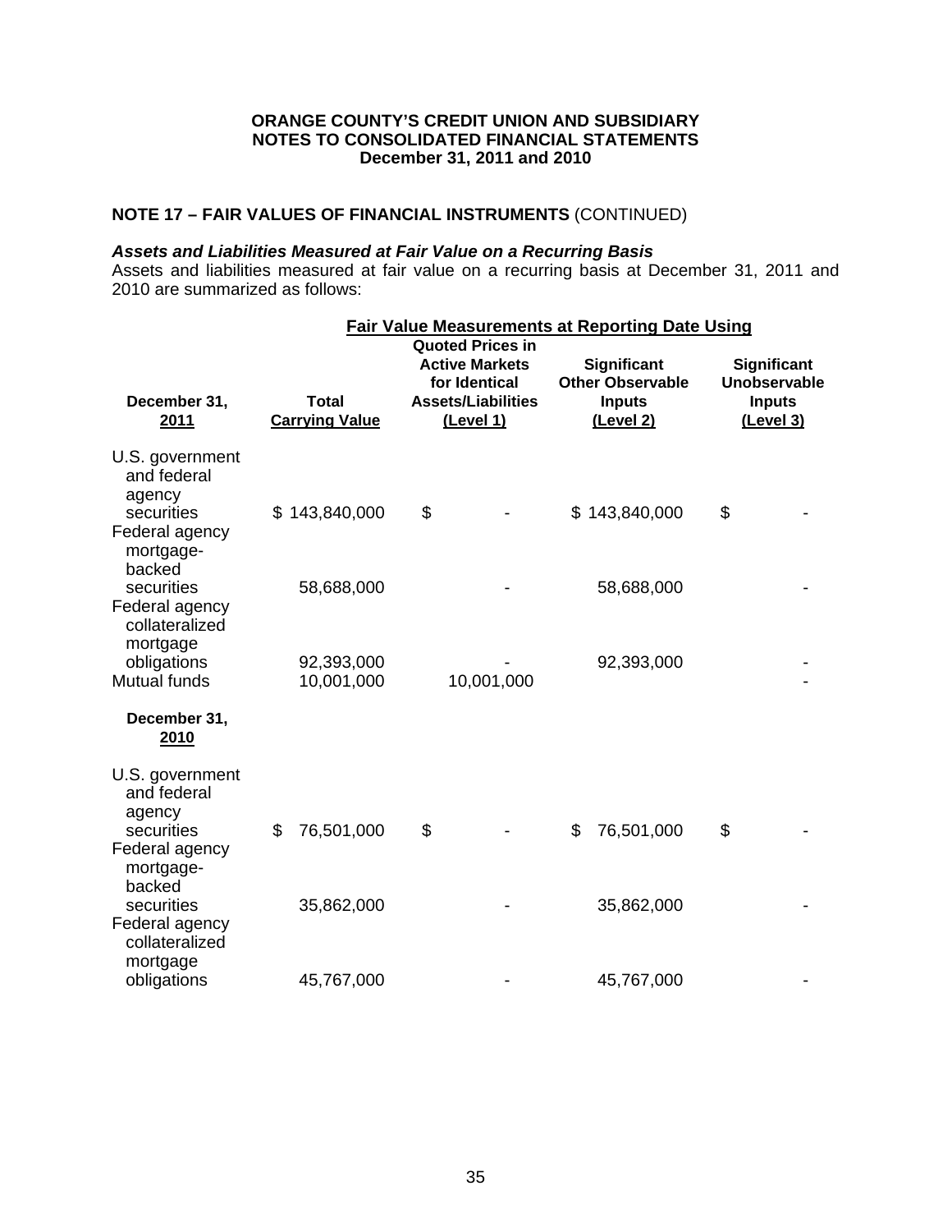**ORANGE COUNTY'S CREDIT UNION AND SUBSIDIARY**
**NOTES TO CONSOLIDATED FINANCIAL STATEMENTS**
**December 31, 2011 and 2010**

## NOTE 17 – FAIR VALUES OF FINANCIAL INSTRUMENTS (CONTINUED)

***Assets and Liabilities Measured at Fair Value on a Recurring Basis***

Assets and liabilities measured at fair value on a recurring basis at December 31, 2011 and 2010 are summarized as follows:

| | | Fair Value Measurements at Reporting Date Using | | |
|---|---|---|---|---|
| **December 31, 2011** | **Total Carrying Value** | **Quoted Prices in Active Markets for Identical Assets/Liabilities (Level 1)** | **Significant Other Observable Inputs (Level 2)** | **Significant Unobservable Inputs (Level 3)** |
| U.S. government and federal agency securities | $ 143,840,000 | $ - | $ 143,840,000 | $ - |
| Federal agency mortgage-backed securities | 58,688,000 | - | 58,688,000 | - |
| Federal agency collateralized mortgage obligations | 92,393,000 | - | 92,393,000 | - |
| Mutual funds | 10,001,000 | 10,001,000 | | - |
| **December 31, 2010** | | | | |
| U.S. government and federal agency securities | $ 76,501,000 | $ - | $ 76,501,000 | $ - |
| Federal agency mortgage-backed securities | 35,862,000 | - | 35,862,000 | - |
| Federal agency collateralized mortgage obligations | 45,767,000 | - | 45,767,000 | - |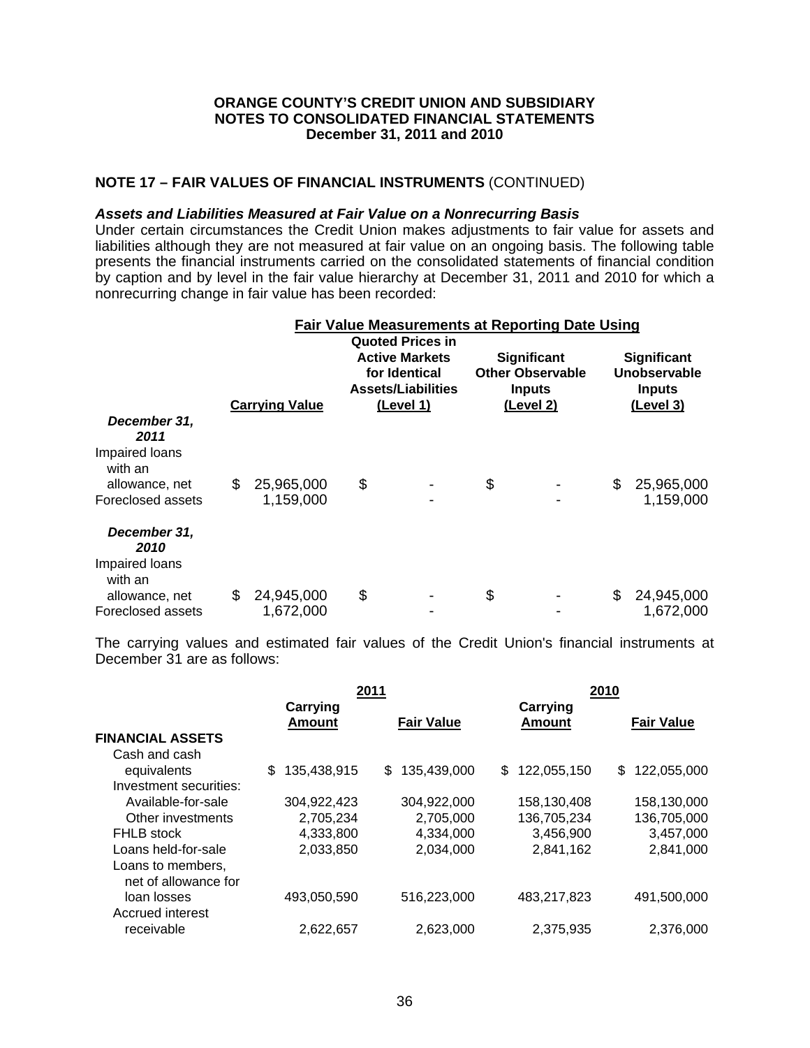**ORANGE COUNTY'S CREDIT UNION AND SUBSIDIARY**
**NOTES TO CONSOLIDATED FINANCIAL STATEMENTS**
**December 31, 2011 and 2010**

## NOTE 17 – FAIR VALUES OF FINANCIAL INSTRUMENTS (CONTINUED)

### *Assets and Liabilities Measured at Fair Value on a Nonrecurring Basis*

Under certain circumstances the Credit Union makes adjustments to fair value for assets and liabilities although they are not measured at fair value on an ongoing basis. The following table presents the financial instruments carried on the consolidated statements of financial condition by caption and by level in the fair value hierarchy at December 31, 2011 and 2010 for which a nonrecurring change in fair value has been recorded:

| | | Fair Value Measurements at Reporting Date Using | | |
|---|---|---|---|---|
| | Carrying Value | Quoted Prices in Active Markets for Identical Assets/Liabilities (Level 1) | Significant Other Observable Inputs (Level 2) | Significant Unobservable Inputs (Level 3) |
| ***December 31, 2011*** | | | | |
| Impaired loans with an allowance, net | $ 25,965,000 | $ - | $ - | $ 25,965,000 |
| Foreclosed assets | 1,159,000 | - | - | 1,159,000 |
| ***December 31, 2010*** | | | | |
| Impaired loans with an allowance, net | $ 24,945,000 | $ - | $ - | $ 24,945,000 |
| Foreclosed assets | 1,672,000 | - | - | 1,672,000 |

The carrying values and estimated fair values of the Credit Union's financial instruments at December 31 are as follows:

| | 2011 | | 2010 | |
|---|---|---|---|---|
| | Carrying Amount | Fair Value | Carrying Amount | Fair Value |
| **FINANCIAL ASSETS** | | | | |
| Cash and cash equivalents | $ 135,438,915 | $ 135,439,000 | $ 122,055,150 | $ 122,055,000 |
| Investment securities: | | | | |
| Available-for-sale | 304,922,423 | 304,922,000 | 158,130,408 | 158,130,000 |
| Other investments | 2,705,234 | 2,705,000 | 136,705,234 | 136,705,000 |
| FHLB stock | 4,333,800 | 4,334,000 | 3,456,900 | 3,457,000 |
| Loans held-for-sale | 2,033,850 | 2,034,000 | 2,841,162 | 2,841,000 |
| Loans to members, net of allowance for loan losses | 493,050,590 | 516,223,000 | 483,217,823 | 491,500,000 |
| Accrued interest receivable | 2,622,657 | 2,623,000 | 2,375,935 | 2,376,000 |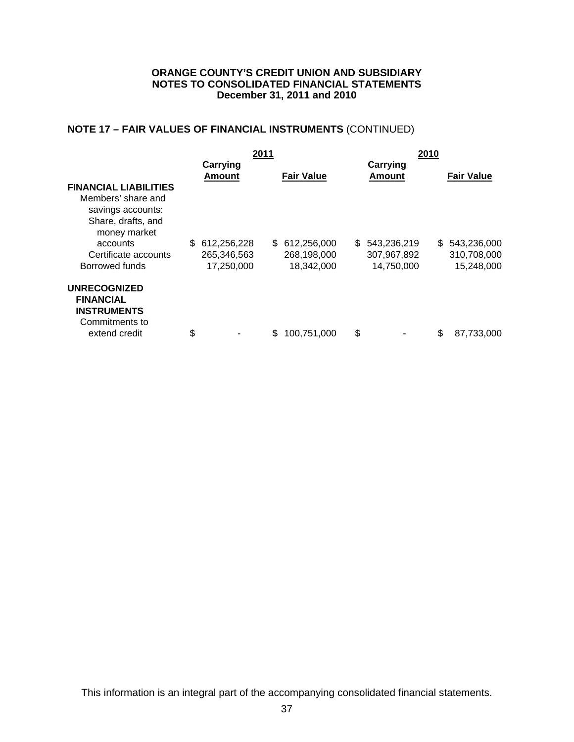**ORANGE COUNTY'S CREDIT UNION AND SUBSIDIARY**
**NOTES TO CONSOLIDATED FINANCIAL STATEMENTS**
**December 31, 2011 and 2010**

## NOTE 17 – FAIR VALUES OF FINANCIAL INSTRUMENTS (CONTINUED)

| | 2011 | | 2010 | |
|---|---|---|---|---|
| | Carrying Amount | Fair Value | Carrying Amount | Fair Value |
| **FINANCIAL LIABILITIES** | | | | |
| Members' share and savings accounts: | | | | |
| Share, drafts, and money market accounts | $ 612,256,228 | $ 612,256,000 | $ 543,236,219 | $ 543,236,000 |
| Certificate accounts | 265,346,563 | 268,198,000 | 307,967,892 | 310,708,000 |
| Borrowed funds | 17,250,000 | 18,342,000 | 14,750,000 | 15,248,000 |
| **UNRECOGNIZED FINANCIAL INSTRUMENTS** | | | | |
| Commitments to extend credit | $ - | $ 100,751,000 | $ - | $ 87,733,000 |

This information is an integral part of the accompanying consolidated financial statements.